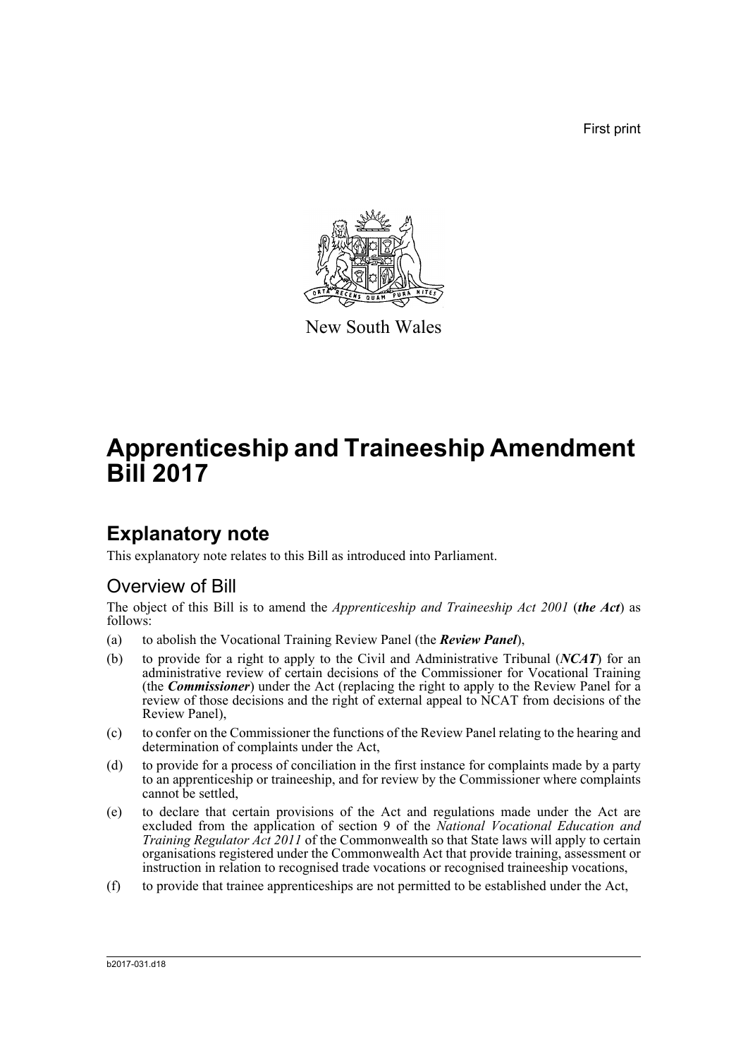First print

New South Wales

# Apprenticeship and Traineeship Amendment Bill 2017

## Explanatory note

This explanatory note relates to this Bill as introduced into Parliament.

### Overview of Bill

The object of this Bill is to amend the *Apprenticeship and Traineeship Act 2001* (***the Act***) as follows:

(a) to abolish the Vocational Training Review Panel (the ***Review Panel***),

(b) to provide for a right to apply to the Civil and Administrative Tribunal (***NCAT***) for an administrative review of certain decisions of the Commissioner for Vocational Training (the ***Commissioner***) under the Act (replacing the right to apply to the Review Panel for a review of those decisions and the right of external appeal to NCAT from decisions of the Review Panel),

(c) to confer on the Commissioner the functions of the Review Panel relating to the hearing and determination of complaints under the Act,

(d) to provide for a process of conciliation in the first instance for complaints made by a party to an apprenticeship or traineeship, and for review by the Commissioner where complaints cannot be settled,

(e) to declare that certain provisions of the Act and regulations made under the Act are excluded from the application of section 9 of the *National Vocational Education and Training Regulator Act 2011* of the Commonwealth so that State laws will apply to certain organisations registered under the Commonwealth Act that provide training, assessment or instruction in relation to recognised trade vocations or recognised traineeship vocations,

(f) to provide that trainee apprenticeships are not permitted to be established under the Act,

b2017-031.d18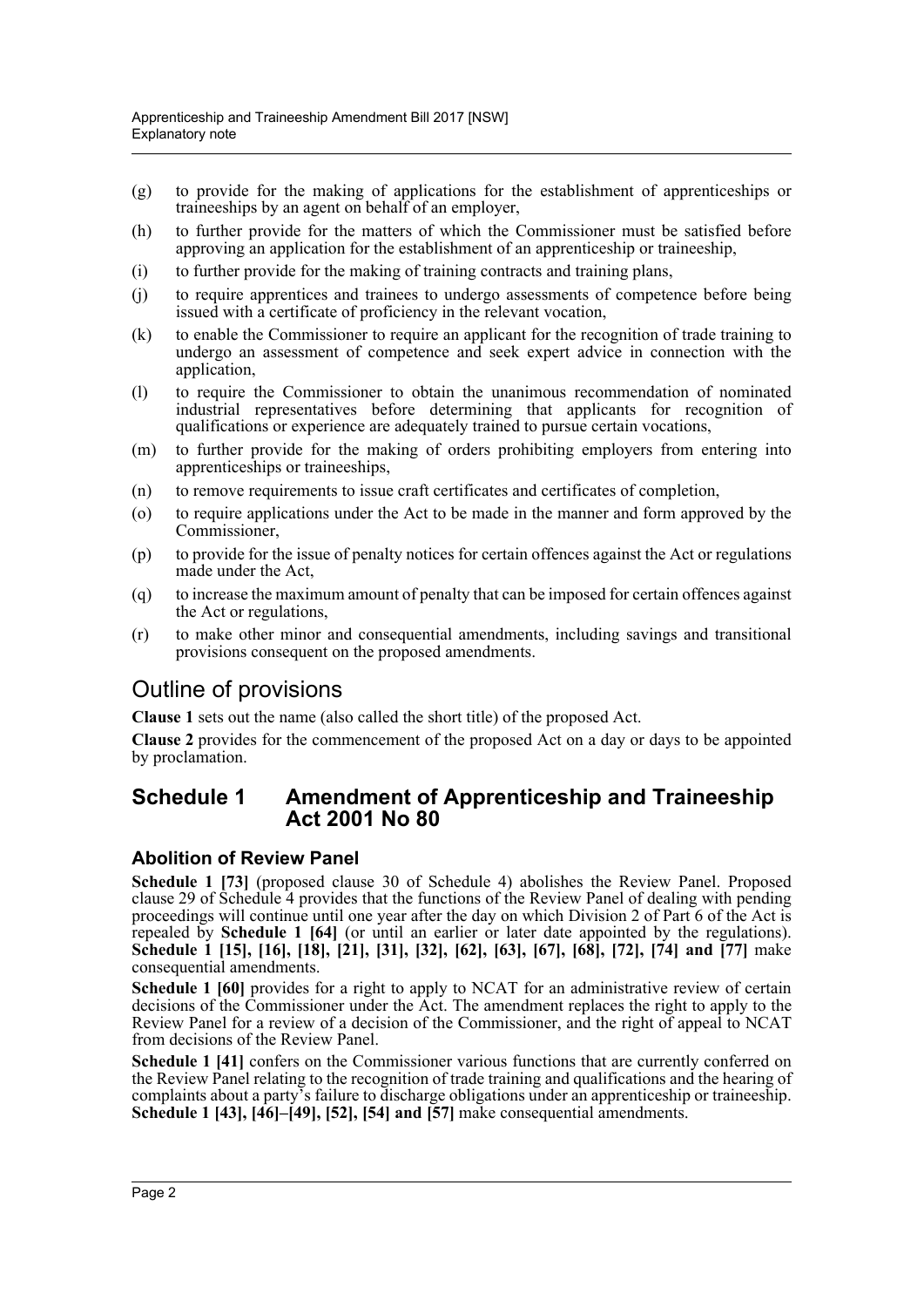(g) to provide for the making of applications for the establishment of apprenticeships or traineeships by an agent on behalf of an employer,

(h) to further provide for the matters of which the Commissioner must be satisfied before approving an application for the establishment of an apprenticeship or traineeship,

(i) to further provide for the making of training contracts and training plans,

(j) to require apprentices and trainees to undergo assessments of competence before being issued with a certificate of proficiency in the relevant vocation,

(k) to enable the Commissioner to require an applicant for the recognition of trade training to undergo an assessment of competence and seek expert advice in connection with the application,

(l) to require the Commissioner to obtain the unanimous recommendation of nominated industrial representatives before determining that applicants for recognition of qualifications or experience are adequately trained to pursue certain vocations,

(m) to further provide for the making of orders prohibiting employers from entering into apprenticeships or traineeships,

(n) to remove requirements to issue craft certificates and certificates of completion,

(o) to require applications under the Act to be made in the manner and form approved by the Commissioner,

(p) to provide for the issue of penalty notices for certain offences against the Act or regulations made under the Act,

(q) to increase the maximum amount of penalty that can be imposed for certain offences against the Act or regulations,

(r) to make other minor and consequential amendments, including savings and transitional provisions consequent on the proposed amendments.

## Outline of provisions

**Clause 1** sets out the name (also called the short title) of the proposed Act.

**Clause 2** provides for the commencement of the proposed Act on a day or days to be appointed by proclamation.

## Schedule 1 Amendment of Apprenticeship and Traineeship Act 2001 No 80

### Abolition of Review Panel

**Schedule 1 [73]** (proposed clause 30 of Schedule 4) abolishes the Review Panel. Proposed clause 29 of Schedule 4 provides that the functions of the Review Panel of dealing with pending proceedings will continue until one year after the day on which Division 2 of Part 6 of the Act is repealed by **Schedule 1 [64]** (or until an earlier or later date appointed by the regulations). **Schedule 1 [15], [16], [18], [21], [31], [32], [62], [63], [67], [68], [72], [74] and [77]** make consequential amendments.

**Schedule 1 [60]** provides for a right to apply to NCAT for an administrative review of certain decisions of the Commissioner under the Act. The amendment replaces the right to apply to the Review Panel for a review of a decision of the Commissioner, and the right of appeal to NCAT from decisions of the Review Panel.

**Schedule 1 [41]** confers on the Commissioner various functions that are currently conferred on the Review Panel relating to the recognition of trade training and qualifications and the hearing of complaints about a party's failure to discharge obligations under an apprenticeship or traineeship. **Schedule 1 [43], [46]–[49], [52], [54] and [57]** make consequential amendments.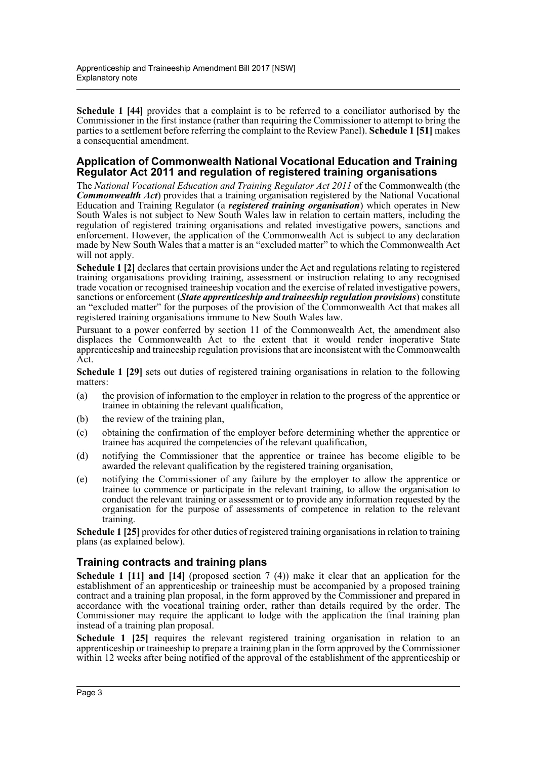**Schedule 1 [44]** provides that a complaint is to be referred to a conciliator authorised by the Commissioner in the first instance (rather than requiring the Commissioner to attempt to bring the parties to a settlement before referring the complaint to the Review Panel). **Schedule 1 [51]** makes a consequential amendment.

### Application of Commonwealth National Vocational Education and Training Regulator Act 2011 and regulation of registered training organisations

The *National Vocational Education and Training Regulator Act 2011* of the Commonwealth (the ***Commonwealth Act***) provides that a training organisation registered by the National Vocational Education and Training Regulator (a ***registered training organisation***) which operates in New South Wales is not subject to New South Wales law in relation to certain matters, including the regulation of registered training organisations and related investigative powers, sanctions and enforcement. However, the application of the Commonwealth Act is subject to any declaration made by New South Wales that a matter is an "excluded matter" to which the Commonwealth Act will not apply.

**Schedule 1 [2]** declares that certain provisions under the Act and regulations relating to registered training organisations providing training, assessment or instruction relating to any recognised trade vocation or recognised traineeship vocation and the exercise of related investigative powers, sanctions or enforcement (***State apprenticeship and traineeship regulation provisions***) constitute an "excluded matter" for the purposes of the provision of the Commonwealth Act that makes all registered training organisations immune to New South Wales law.

Pursuant to a power conferred by section 11 of the Commonwealth Act, the amendment also displaces the Commonwealth Act to the extent that it would render inoperative State apprenticeship and traineeship regulation provisions that are inconsistent with the Commonwealth Act.

**Schedule 1 [29]** sets out duties of registered training organisations in relation to the following matters:

(a) the provision of information to the employer in relation to the progress of the apprentice or trainee in obtaining the relevant qualification,

(b) the review of the training plan,

(c) obtaining the confirmation of the employer before determining whether the apprentice or trainee has acquired the competencies of the relevant qualification,

(d) notifying the Commissioner that the apprentice or trainee has become eligible to be awarded the relevant qualification by the registered training organisation,

(e) notifying the Commissioner of any failure by the employer to allow the apprentice or trainee to commence or participate in the relevant training, to allow the organisation to conduct the relevant training or assessment or to provide any information requested by the organisation for the purpose of assessments of competence in relation to the relevant training.

**Schedule 1 [25]** provides for other duties of registered training organisations in relation to training plans (as explained below).

### Training contracts and training plans

**Schedule 1 [11] and [14]** (proposed section 7 (4)) make it clear that an application for the establishment of an apprenticeship or traineeship must be accompanied by a proposed training contract and a training plan proposal, in the form approved by the Commissioner and prepared in accordance with the vocational training order, rather than details required by the order. The Commissioner may require the applicant to lodge with the application the final training plan instead of a training plan proposal.

**Schedule 1 [25]** requires the relevant registered training organisation in relation to an apprenticeship or traineeship to prepare a training plan in the form approved by the Commissioner within 12 weeks after being notified of the approval of the establishment of the apprenticeship or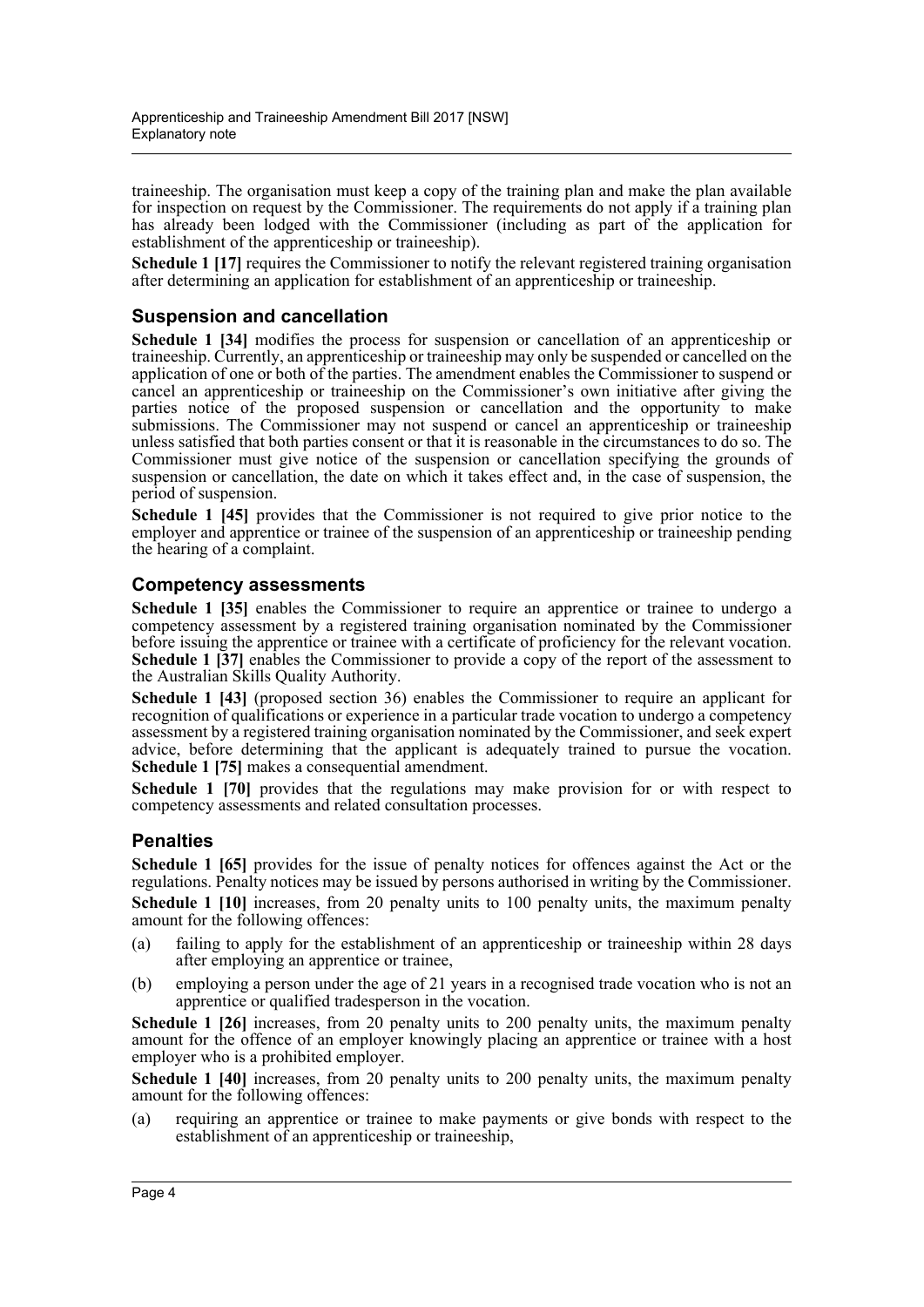traineeship. The organisation must keep a copy of the training plan and make the plan available for inspection on request by the Commissioner. The requirements do not apply if a training plan has already been lodged with the Commissioner (including as part of the application for establishment of the apprenticeship or traineeship).

**Schedule 1 [17]** requires the Commissioner to notify the relevant registered training organisation after determining an application for establishment of an apprenticeship or traineeship.

## Suspension and cancellation

**Schedule 1 [34]** modifies the process for suspension or cancellation of an apprenticeship or traineeship. Currently, an apprenticeship or traineeship may only be suspended or cancelled on the application of one or both of the parties. The amendment enables the Commissioner to suspend or cancel an apprenticeship or traineeship on the Commissioner's own initiative after giving the parties notice of the proposed suspension or cancellation and the opportunity to make submissions. The Commissioner may not suspend or cancel an apprenticeship or traineeship unless satisfied that both parties consent or that it is reasonable in the circumstances to do so. The Commissioner must give notice of the suspension or cancellation specifying the grounds of suspension or cancellation, the date on which it takes effect and, in the case of suspension, the period of suspension.

**Schedule 1 [45]** provides that the Commissioner is not required to give prior notice to the employer and apprentice or trainee of the suspension of an apprenticeship or traineeship pending the hearing of a complaint.

## Competency assessments

**Schedule 1 [35]** enables the Commissioner to require an apprentice or trainee to undergo a competency assessment by a registered training organisation nominated by the Commissioner before issuing the apprentice or trainee with a certificate of proficiency for the relevant vocation. **Schedule 1 [37]** enables the Commissioner to provide a copy of the report of the assessment to the Australian Skills Quality Authority.

**Schedule 1 [43]** (proposed section 36) enables the Commissioner to require an applicant for recognition of qualifications or experience in a particular trade vocation to undergo a competency assessment by a registered training organisation nominated by the Commissioner, and seek expert advice, before determining that the applicant is adequately trained to pursue the vocation. **Schedule 1 [75]** makes a consequential amendment.

**Schedule 1 [70]** provides that the regulations may make provision for or with respect to competency assessments and related consultation processes.

## Penalties

**Schedule 1 [65]** provides for the issue of penalty notices for offences against the Act or the regulations. Penalty notices may be issued by persons authorised in writing by the Commissioner.

**Schedule 1 [10]** increases, from 20 penalty units to 100 penalty units, the maximum penalty amount for the following offences:

(a) failing to apply for the establishment of an apprenticeship or traineeship within 28 days after employing an apprentice or trainee,

(b) employing a person under the age of 21 years in a recognised trade vocation who is not an apprentice or qualified tradesperson in the vocation.

**Schedule 1 [26]** increases, from 20 penalty units to 200 penalty units, the maximum penalty amount for the offence of an employer knowingly placing an apprentice or trainee with a host employer who is a prohibited employer.

**Schedule 1 [40]** increases, from 20 penalty units to 200 penalty units, the maximum penalty amount for the following offences:

(a) requiring an apprentice or trainee to make payments or give bonds with respect to the establishment of an apprenticeship or traineeship,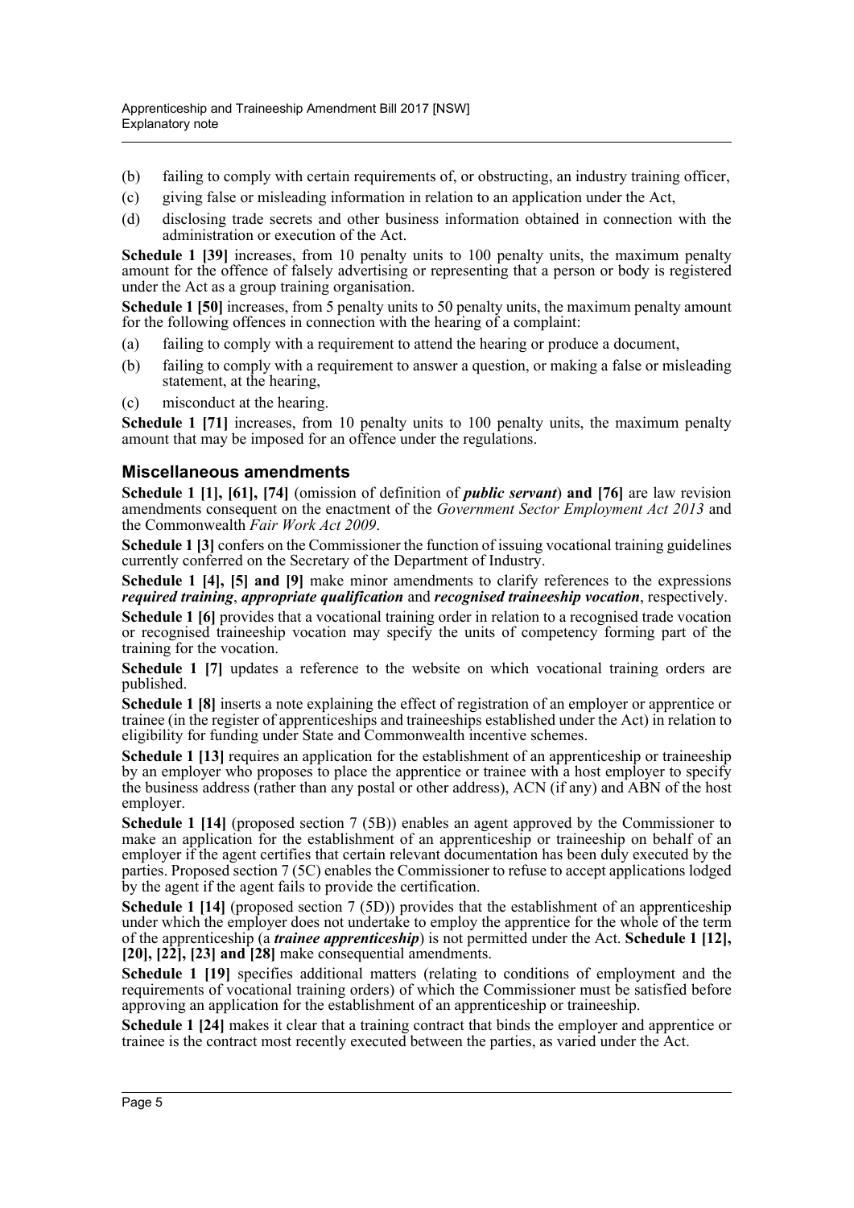(b) failing to comply with certain requirements of, or obstructing, an industry training officer,

(c) giving false or misleading information in relation to an application under the Act,

(d) disclosing trade secrets and other business information obtained in connection with the administration or execution of the Act.

**Schedule 1 [39]** increases, from 10 penalty units to 100 penalty units, the maximum penalty amount for the offence of falsely advertising or representing that a person or body is registered under the Act as a group training organisation.

**Schedule 1 [50]** increases, from 5 penalty units to 50 penalty units, the maximum penalty amount for the following offences in connection with the hearing of a complaint:

(a) failing to comply with a requirement to attend the hearing or produce a document,

(b) failing to comply with a requirement to answer a question, or making a false or misleading statement, at the hearing,

(c) misconduct at the hearing.

**Schedule 1 [71]** increases, from 10 penalty units to 100 penalty units, the maximum penalty amount that may be imposed for an offence under the regulations.

### Miscellaneous amendments

**Schedule 1 [1], [61], [74]** (omission of definition of ***public servant***) **and [76]** are law revision amendments consequent on the enactment of the *Government Sector Employment Act 2013* and the Commonwealth *Fair Work Act 2009*.

**Schedule 1 [3]** confers on the Commissioner the function of issuing vocational training guidelines currently conferred on the Secretary of the Department of Industry.

**Schedule 1 [4], [5] and [9]** make minor amendments to clarify references to the expressions ***required training***, ***appropriate qualification*** and ***recognised traineeship vocation***, respectively.

**Schedule 1 [6]** provides that a vocational training order in relation to a recognised trade vocation or recognised traineeship vocation may specify the units of competency forming part of the training for the vocation.

**Schedule 1 [7]** updates a reference to the website on which vocational training orders are published.

**Schedule 1 [8]** inserts a note explaining the effect of registration of an employer or apprentice or trainee (in the register of apprenticeships and traineeships established under the Act) in relation to eligibility for funding under State and Commonwealth incentive schemes.

**Schedule 1 [13]** requires an application for the establishment of an apprenticeship or traineeship by an employer who proposes to place the apprentice or trainee with a host employer to specify the business address (rather than any postal or other address), ACN (if any) and ABN of the host employer.

**Schedule 1 [14]** (proposed section 7 (5B)) enables an agent approved by the Commissioner to make an application for the establishment of an apprenticeship or traineeship on behalf of an employer if the agent certifies that certain relevant documentation has been duly executed by the parties. Proposed section 7 (5C) enables the Commissioner to refuse to accept applications lodged by the agent if the agent fails to provide the certification.

**Schedule 1 [14]** (proposed section 7 (5D)) provides that the establishment of an apprenticeship under which the employer does not undertake to employ the apprentice for the whole of the term of the apprenticeship (a ***trainee apprenticeship***) is not permitted under the Act. **Schedule 1 [12], [20], [22], [23] and [28]** make consequential amendments.

**Schedule 1 [19]** specifies additional matters (relating to conditions of employment and the requirements of vocational training orders) of which the Commissioner must be satisfied before approving an application for the establishment of an apprenticeship or traineeship.

**Schedule 1 [24]** makes it clear that a training contract that binds the employer and apprentice or trainee is the contract most recently executed between the parties, as varied under the Act.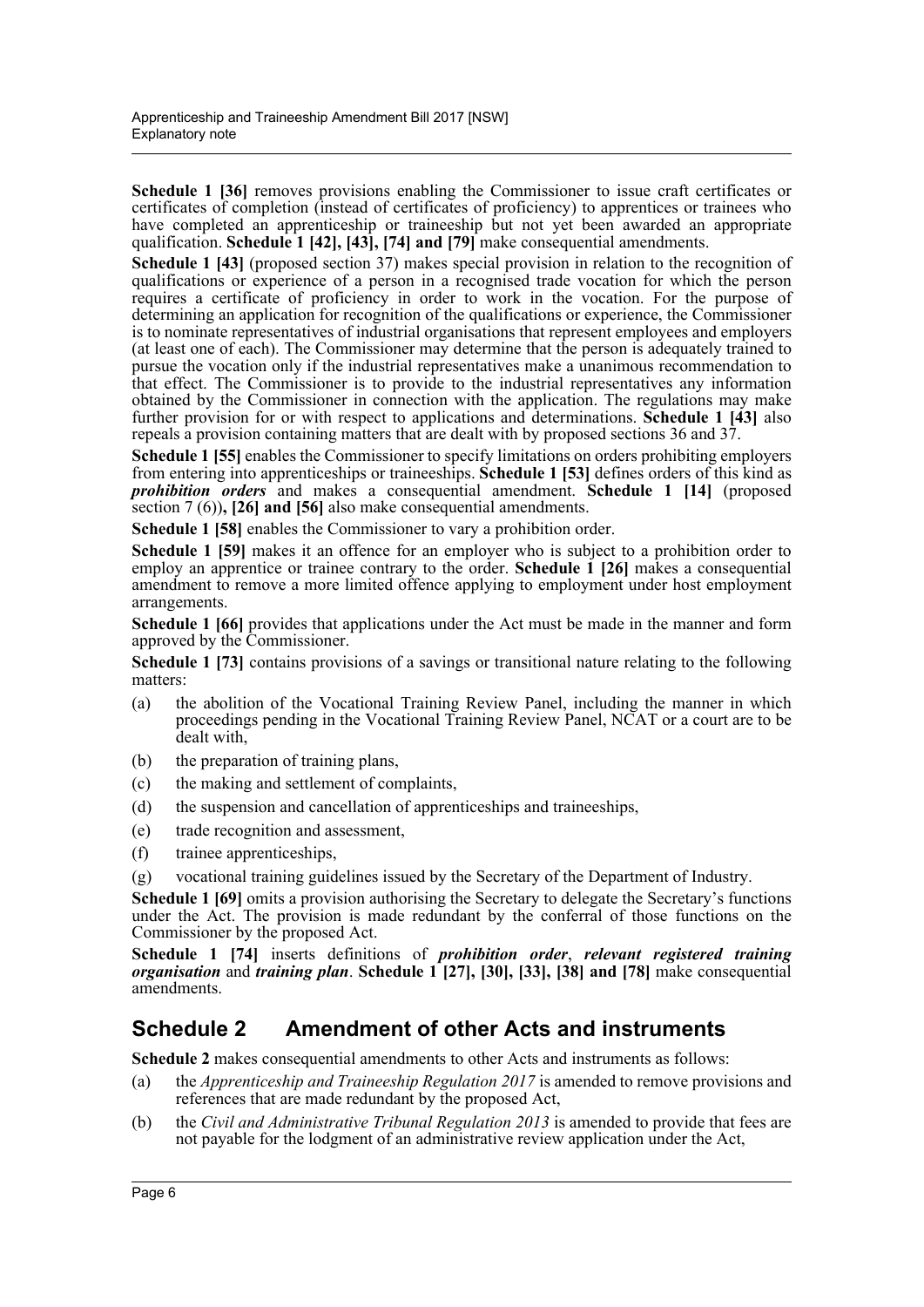**Schedule 1 [36]** removes provisions enabling the Commissioner to issue craft certificates or certificates of completion (instead of certificates of proficiency) to apprentices or trainees who have completed an apprenticeship or traineeship but not yet been awarded an appropriate qualification. **Schedule 1 [42], [43], [74] and [79]** make consequential amendments.

**Schedule 1 [43]** (proposed section 37) makes special provision in relation to the recognition of qualifications or experience of a person in a recognised trade vocation for which the person requires a certificate of proficiency in order to work in the vocation. For the purpose of determining an application for recognition of the qualifications or experience, the Commissioner is to nominate representatives of industrial organisations that represent employees and employers (at least one of each). The Commissioner may determine that the person is adequately trained to pursue the vocation only if the industrial representatives make a unanimous recommendation to that effect. The Commissioner is to provide to the industrial representatives any information obtained by the Commissioner in connection with the application. The regulations may make further provision for or with respect to applications and determinations. **Schedule 1 [43]** also repeals a provision containing matters that are dealt with by proposed sections 36 and 37.

**Schedule 1 [55]** enables the Commissioner to specify limitations on orders prohibiting employers from entering into apprenticeships or traineeships. **Schedule 1 [53]** defines orders of this kind as ***prohibition orders*** and makes a consequential amendment. **Schedule 1 [14]** (proposed section 7 (6))**, [26] and [56]** also make consequential amendments.

**Schedule 1 [58]** enables the Commissioner to vary a prohibition order.

**Schedule 1 [59]** makes it an offence for an employer who is subject to a prohibition order to employ an apprentice or trainee contrary to the order. **Schedule 1 [26]** makes a consequential amendment to remove a more limited offence applying to employment under host employment arrangements.

**Schedule 1 [66]** provides that applications under the Act must be made in the manner and form approved by the Commissioner.

**Schedule 1 [73]** contains provisions of a savings or transitional nature relating to the following matters:

(a) the abolition of the Vocational Training Review Panel, including the manner in which proceedings pending in the Vocational Training Review Panel, NCAT or a court are to be dealt with,

(b) the preparation of training plans,

(c) the making and settlement of complaints,

(d) the suspension and cancellation of apprenticeships and traineeships,

(e) trade recognition and assessment,

(f) trainee apprenticeships,

(g) vocational training guidelines issued by the Secretary of the Department of Industry.

**Schedule 1 [69]** omits a provision authorising the Secretary to delegate the Secretary's functions under the Act. The provision is made redundant by the conferral of those functions on the Commissioner by the proposed Act.

**Schedule 1 [74]** inserts definitions of ***prohibition order***, ***relevant registered training organisation*** and ***training plan***. **Schedule 1 [27], [30], [33], [38] and [78]** make consequential amendments.

## Schedule 2 Amendment of other Acts and instruments

**Schedule 2** makes consequential amendments to other Acts and instruments as follows:

(a) the *Apprenticeship and Traineeship Regulation 2017* is amended to remove provisions and references that are made redundant by the proposed Act,

(b) the *Civil and Administrative Tribunal Regulation 2013* is amended to provide that fees are not payable for the lodgment of an administrative review application under the Act,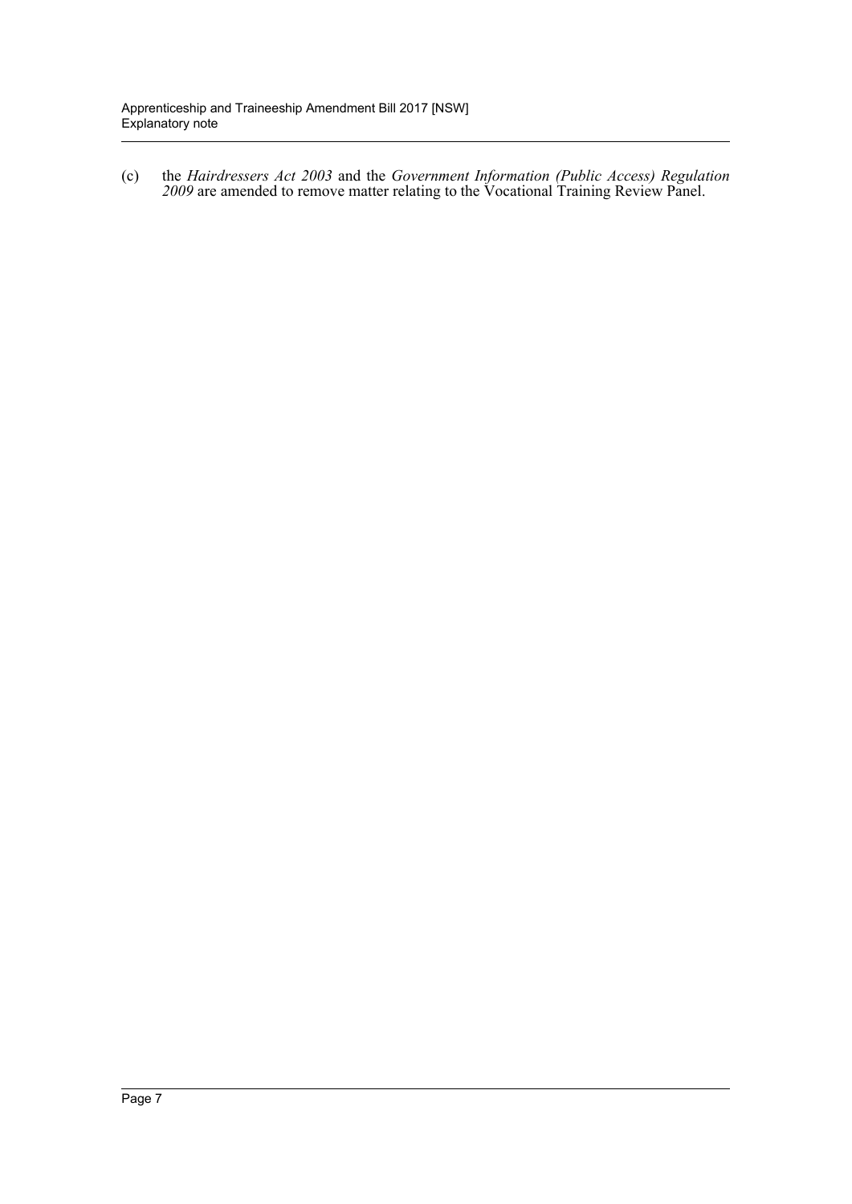(c) the *Hairdressers Act 2003* and the *Government Information (Public Access) Regulation 2009* are amended to remove matter relating to the Vocational Training Review Panel.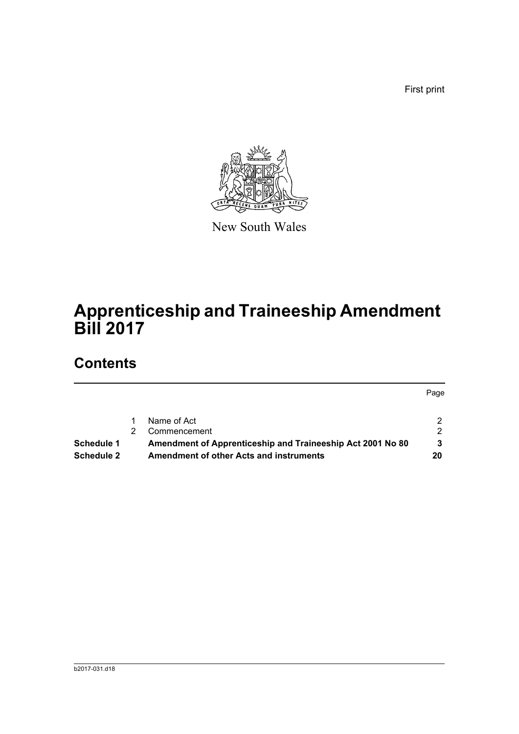First print

New South Wales

# Apprenticeship and Traineeship Amendment Bill 2017

## Contents

| | | | Page |
|---|---|---|---|
| | 1 | Name of Act | 2 |
| | 2 | Commencement | 2 |
| **Schedule 1** | | **Amendment of Apprenticeship and Traineeship Act 2001 No 80** | **3** |
| **Schedule 2** | | **Amendment of other Acts and instruments** | **20** |

b2017-031.d18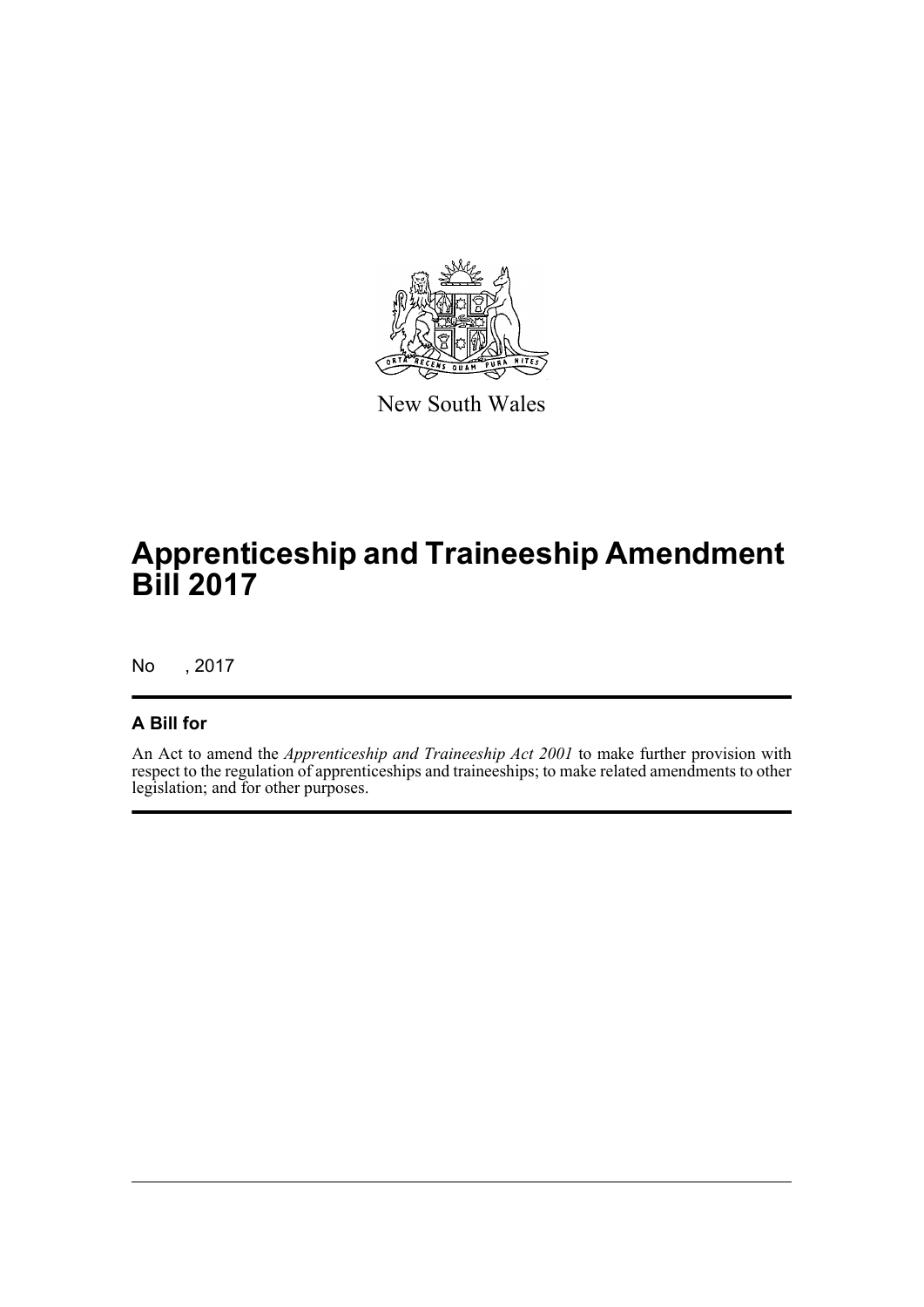New South Wales

# Apprenticeship and Traineeship Amendment Bill 2017

No , 2017

## A Bill for

An Act to amend the *Apprenticeship and Traineeship Act 2001* to make further provision with respect to the regulation of apprenticeships and traineeships; to make related amendments to other legislation; and for other purposes.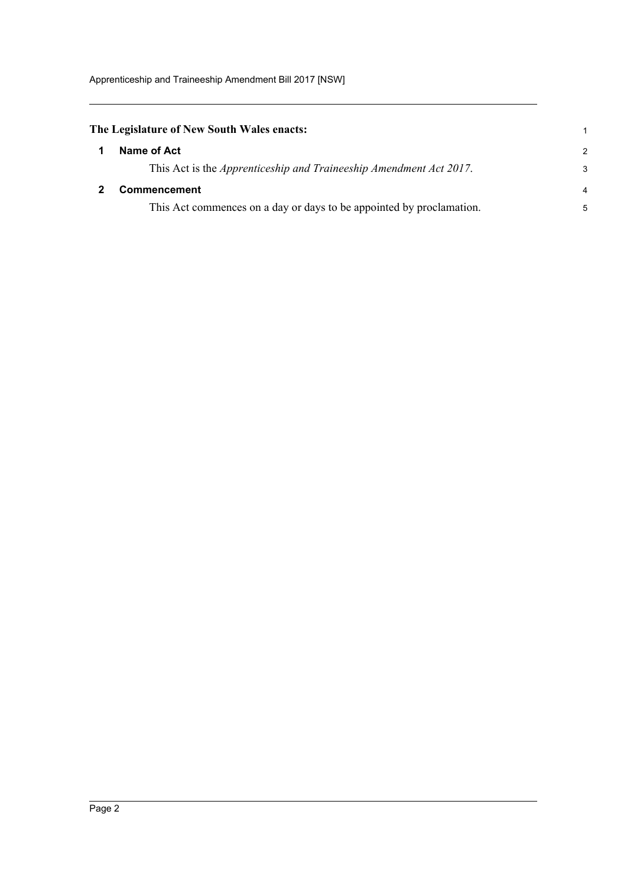**The Legislature of New South Wales enacts:**

## 1 Name of Act

This Act is the *Apprenticeship and Traineeship Amendment Act 2017*.

## 2 Commencement

This Act commences on a day or days to be appointed by proclamation.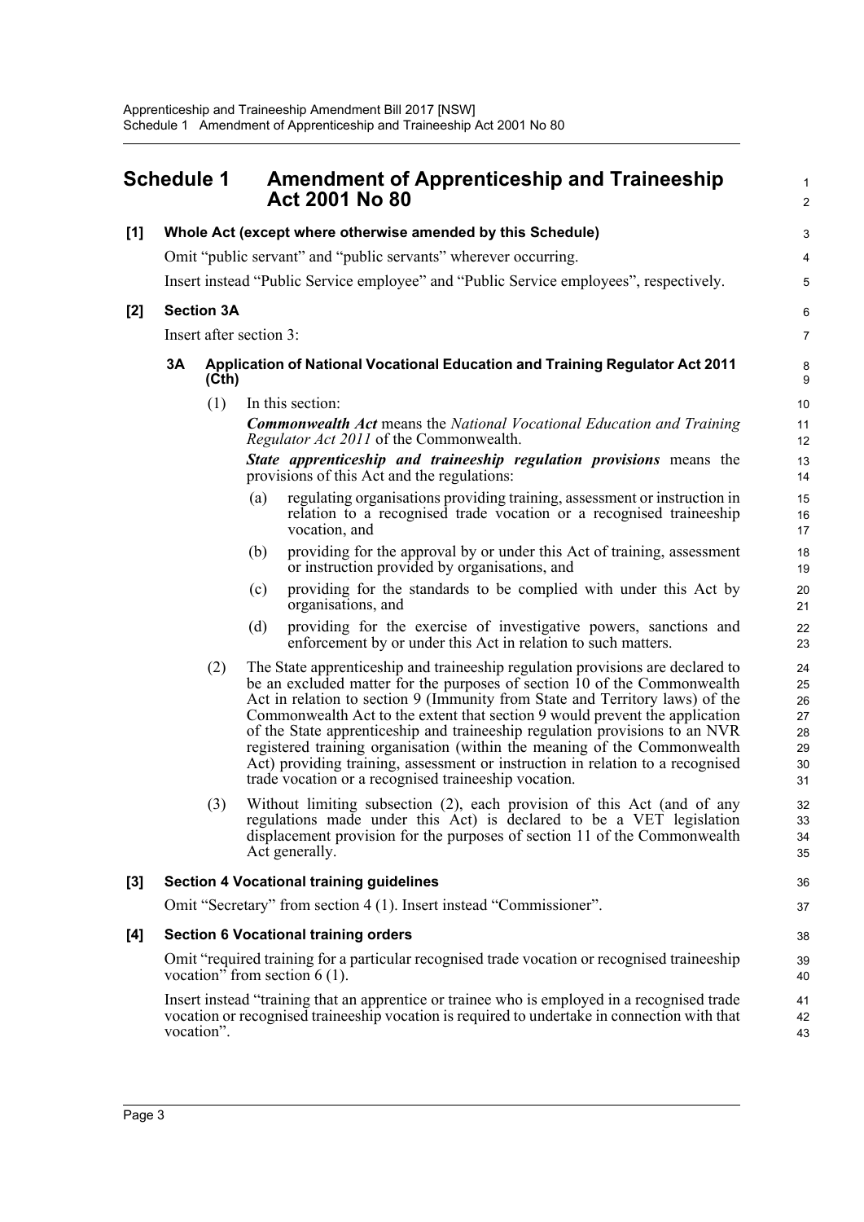## Schedule 1 Amendment of Apprenticeship and Traineeship Act 2001 No 80

**[1] Whole Act (except where otherwise amended by this Schedule)**

Omit "public servant" and "public servants" wherever occurring.

Insert instead "Public Service employee" and "Public Service employees", respectively.

**[2] Section 3A**

Insert after section 3:

**3A Application of National Vocational Education and Training Regulator Act 2011 (Cth)**

(1) In this section:

***Commonwealth Act*** means the *National Vocational Education and Training Regulator Act 2011* of the Commonwealth.

***State apprenticeship and traineeship regulation provisions*** means the provisions of this Act and the regulations:

(a) regulating organisations providing training, assessment or instruction in relation to a recognised trade vocation or a recognised traineeship vocation, and

(b) providing for the approval by or under this Act of training, assessment or instruction provided by organisations, and

(c) providing for the standards to be complied with under this Act by organisations, and

(d) providing for the exercise of investigative powers, sanctions and enforcement by or under this Act in relation to such matters.

(2) The State apprenticeship and traineeship regulation provisions are declared to be an excluded matter for the purposes of section 10 of the Commonwealth Act in relation to section 9 (Immunity from State and Territory laws) of the Commonwealth Act to the extent that section 9 would prevent the application of the State apprenticeship and traineeship regulation provisions to an NVR registered training organisation (within the meaning of the Commonwealth Act) providing training, assessment or instruction in relation to a recognised trade vocation or a recognised traineeship vocation.

(3) Without limiting subsection (2), each provision of this Act (and of any regulations made under this Act) is declared to be a VET legislation displacement provision for the purposes of section 11 of the Commonwealth Act generally.

**[3] Section 4 Vocational training guidelines**

Omit "Secretary" from section 4 (1). Insert instead "Commissioner".

**[4] Section 6 Vocational training orders**

Omit "required training for a particular recognised trade vocation or recognised traineeship vocation" from section 6 (1).

Insert instead "training that an apprentice or trainee who is employed in a recognised trade vocation or recognised traineeship vocation is required to undertake in connection with that vocation".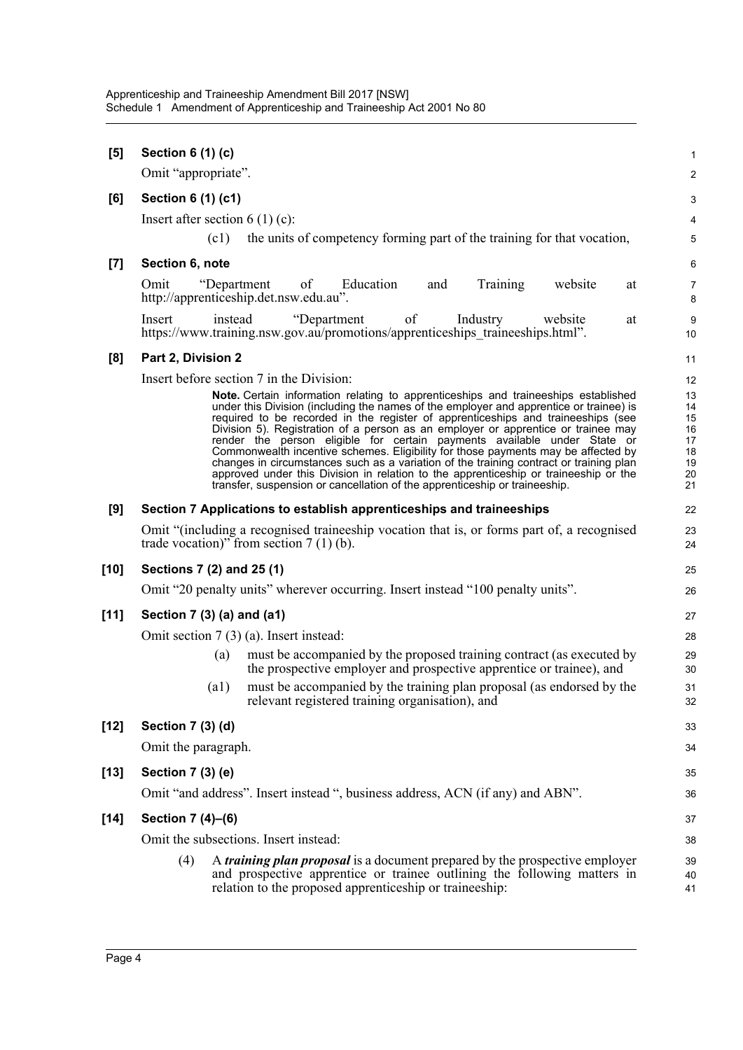**[5] Section 6 (1) (c)**

Omit "appropriate".

**[6] Section 6 (1) (c1)**

Insert after section 6 (1) (c):

(c1) the units of competency forming part of the training for that vocation,

**[7] Section 6, note**

Omit "Department of Education and Training website at http://apprenticeship.det.nsw.edu.au".

Insert instead "Department of Industry website at https://www.training.nsw.gov.au/promotions/apprenticeships_traineeships.html".

**[8] Part 2, Division 2**

Insert before section 7 in the Division:

**Note.** Certain information relating to apprenticeships and traineeships established under this Division (including the names of the employer and apprentice or trainee) is required to be recorded in the register of apprenticeships and traineeships (see Division 5). Registration of a person as an employer or apprentice or trainee may render the person eligible for certain payments available under State or Commonwealth incentive schemes. Eligibility for those payments may be affected by changes in circumstances such as a variation of the training contract or training plan approved under this Division in relation to the apprenticeship or traineeship or the transfer, suspension or cancellation of the apprenticeship or traineeship.

**[9] Section 7 Applications to establish apprenticeships and traineeships**

Omit "(including a recognised traineeship vocation that is, or forms part of, a recognised trade vocation)" from section 7 (1) (b).

**[10] Sections 7 (2) and 25 (1)**

Omit "20 penalty units" wherever occurring. Insert instead "100 penalty units".

**[11] Section 7 (3) (a) and (a1)**

Omit section 7 (3) (a). Insert instead:

(a) must be accompanied by the proposed training contract (as executed by the prospective employer and prospective apprentice or trainee), and

(a1) must be accompanied by the training plan proposal (as endorsed by the relevant registered training organisation), and

**[12] Section 7 (3) (d)**

Omit the paragraph.

**[13] Section 7 (3) (e)**

Omit "and address". Insert instead ", business address, ACN (if any) and ABN".

**[14] Section 7 (4)–(6)**

Omit the subsections. Insert instead:

(4) A ***training plan proposal*** is a document prepared by the prospective employer and prospective apprentice or trainee outlining the following matters in relation to the proposed apprenticeship or traineeship: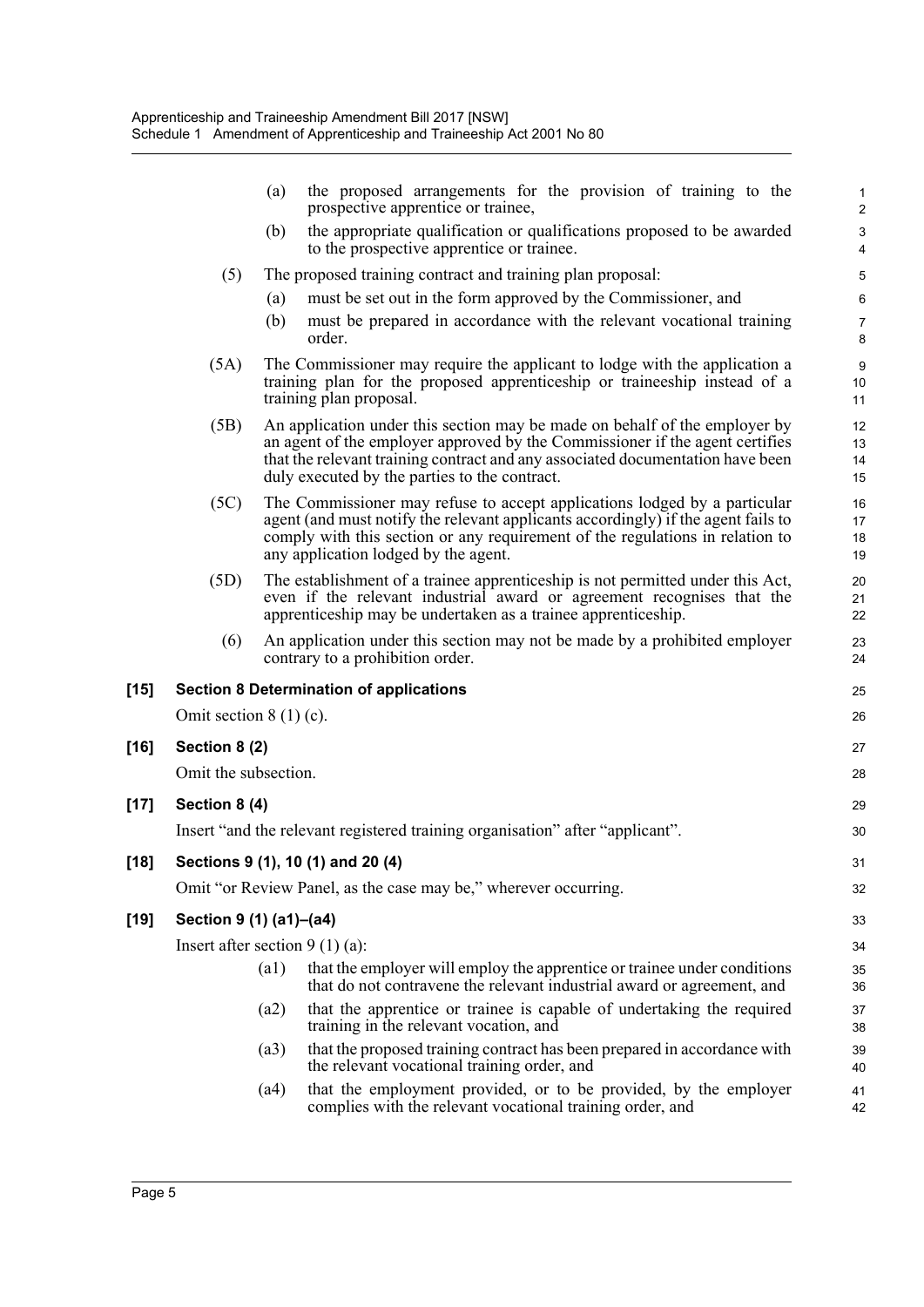(a) the proposed arrangements for the provision of training to the prospective apprentice or trainee,

(b) the appropriate qualification or qualifications proposed to be awarded to the prospective apprentice or trainee.

(5) The proposed training contract and training plan proposal:

(a) must be set out in the form approved by the Commissioner, and

(b) must be prepared in accordance with the relevant vocational training order.

(5A) The Commissioner may require the applicant to lodge with the application a training plan for the proposed apprenticeship or traineeship instead of a training plan proposal.

(5B) An application under this section may be made on behalf of the employer by an agent of the employer approved by the Commissioner if the agent certifies that the relevant training contract and any associated documentation have been duly executed by the parties to the contract.

(5C) The Commissioner may refuse to accept applications lodged by a particular agent (and must notify the relevant applicants accordingly) if the agent fails to comply with this section or any requirement of the regulations in relation to any application lodged by the agent.

(5D) The establishment of a trainee apprenticeship is not permitted under this Act, even if the relevant industrial award or agreement recognises that the apprenticeship may be undertaken as a trainee apprenticeship.

(6) An application under this section may not be made by a prohibited employer contrary to a prohibition order.

**[15] Section 8 Determination of applications**

Omit section 8 (1) (c).

**[16] Section 8 (2)**

Omit the subsection.

**[17] Section 8 (4)**

Insert "and the relevant registered training organisation" after "applicant".

**[18] Sections 9 (1), 10 (1) and 20 (4)**

Omit "or Review Panel, as the case may be," wherever occurring.

**[19] Section 9 (1) (a1)–(a4)**

Insert after section 9 (1) (a):

(a1) that the employer will employ the apprentice or trainee under conditions that do not contravene the relevant industrial award or agreement, and

(a2) that the apprentice or trainee is capable of undertaking the required training in the relevant vocation, and

(a3) that the proposed training contract has been prepared in accordance with the relevant vocational training order, and

(a4) that the employment provided, or to be provided, by the employer complies with the relevant vocational training order, and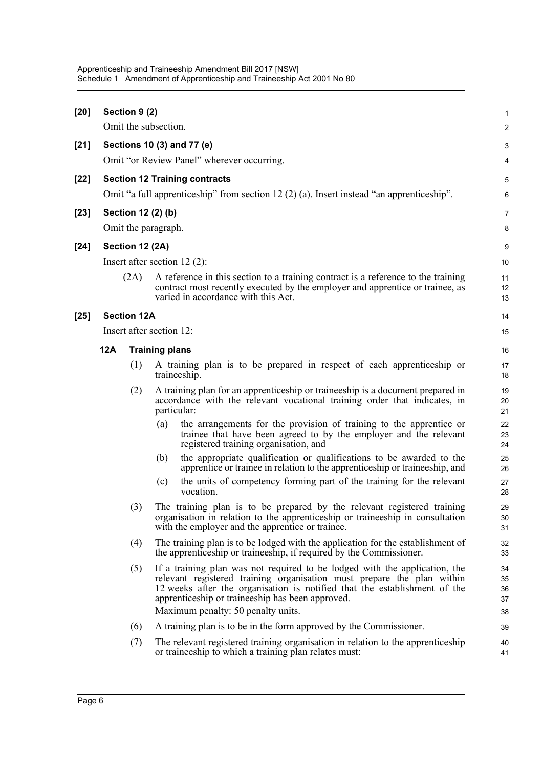**[20] Section 9 (2)**

Omit the subsection.

**[21] Sections 10 (3) and 77 (e)**

Omit "or Review Panel" wherever occurring.

**[22] Section 12 Training contracts**

Omit "a full apprenticeship" from section 12 (2) (a). Insert instead "an apprenticeship".

**[23] Section 12 (2) (b)**

Omit the paragraph.

**[24] Section 12 (2A)**

Insert after section 12 (2):

(2A) A reference in this section to a training contract is a reference to the training contract most recently executed by the employer and apprentice or trainee, as varied in accordance with this Act.

**[25] Section 12A**

Insert after section 12:

**12A Training plans**

(1) A training plan is to be prepared in respect of each apprenticeship or traineeship.

(2) A training plan for an apprenticeship or traineeship is a document prepared in accordance with the relevant vocational training order that indicates, in particular:

(a) the arrangements for the provision of training to the apprentice or trainee that have been agreed to by the employer and the relevant registered training organisation, and

(b) the appropriate qualification or qualifications to be awarded to the apprentice or trainee in relation to the apprenticeship or traineeship, and

(c) the units of competency forming part of the training for the relevant vocation.

(3) The training plan is to be prepared by the relevant registered training organisation in relation to the apprenticeship or traineeship in consultation with the employer and the apprentice or trainee.

(4) The training plan is to be lodged with the application for the establishment of the apprenticeship or traineeship, if required by the Commissioner.

(5) If a training plan was not required to be lodged with the application, the relevant registered training organisation must prepare the plan within 12 weeks after the organisation is notified that the establishment of the apprenticeship or traineeship has been approved.

Maximum penalty: 50 penalty units.

(6) A training plan is to be in the form approved by the Commissioner.

(7) The relevant registered training organisation in relation to the apprenticeship or traineeship to which a training plan relates must: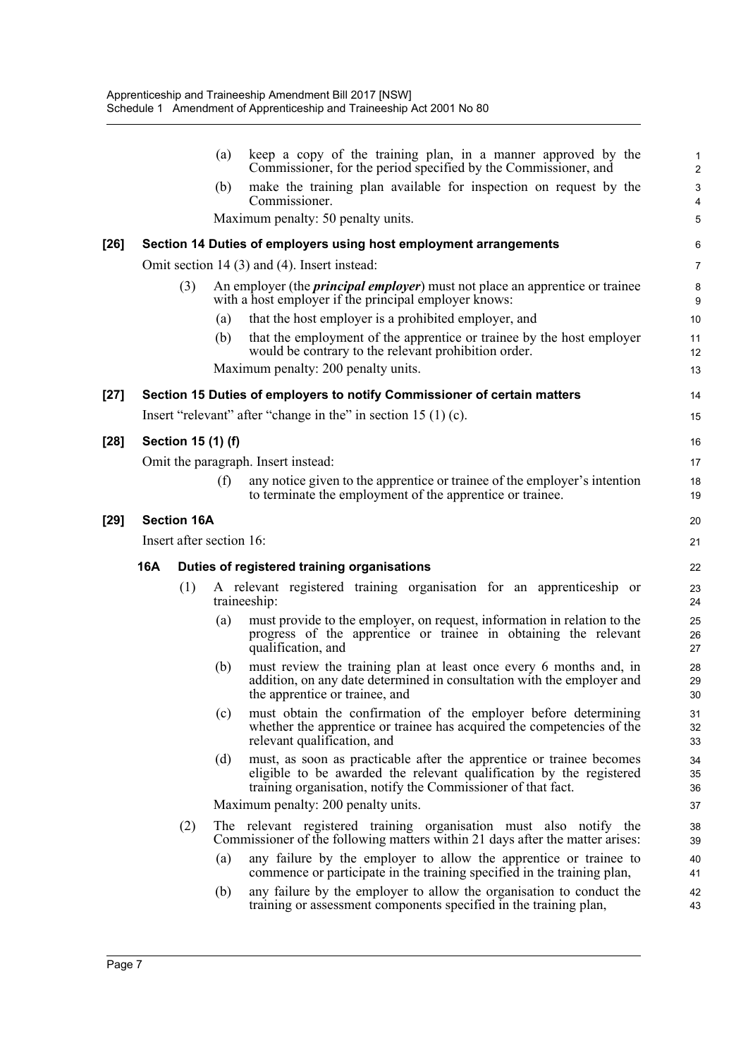(a) keep a copy of the training plan, in a manner approved by the Commissioner, for the period specified by the Commissioner, and

(b) make the training plan available for inspection on request by the Commissioner.

Maximum penalty: 50 penalty units.

**[26] Section 14 Duties of employers using host employment arrangements**

Omit section 14 (3) and (4). Insert instead:

(3) An employer (the ***principal employer***) must not place an apprentice or trainee with a host employer if the principal employer knows:

(a) that the host employer is a prohibited employer, and

(b) that the employment of the apprentice or trainee by the host employer would be contrary to the relevant prohibition order.

Maximum penalty: 200 penalty units.

**[27] Section 15 Duties of employers to notify Commissioner of certain matters**

Insert "relevant" after "change in the" in section 15 (1) (c).

**[28] Section 15 (1) (f)**

Omit the paragraph. Insert instead:

(f) any notice given to the apprentice or trainee of the employer's intention to terminate the employment of the apprentice or trainee.

**[29] Section 16A**

Insert after section 16:

**16A Duties of registered training organisations**

(1) A relevant registered training organisation for an apprenticeship or traineeship:

(a) must provide to the employer, on request, information in relation to the progress of the apprentice or trainee in obtaining the relevant qualification, and

(b) must review the training plan at least once every 6 months and, in addition, on any date determined in consultation with the employer and the apprentice or trainee, and

(c) must obtain the confirmation of the employer before determining whether the apprentice or trainee has acquired the competencies of the relevant qualification, and

(d) must, as soon as practicable after the apprentice or trainee becomes eligible to be awarded the relevant qualification by the registered training organisation, notify the Commissioner of that fact.

Maximum penalty: 200 penalty units.

(2) The relevant registered training organisation must also notify the Commissioner of the following matters within 21 days after the matter arises:

(a) any failure by the employer to allow the apprentice or trainee to commence or participate in the training specified in the training plan,

(b) any failure by the employer to allow the organisation to conduct the training or assessment components specified in the training plan,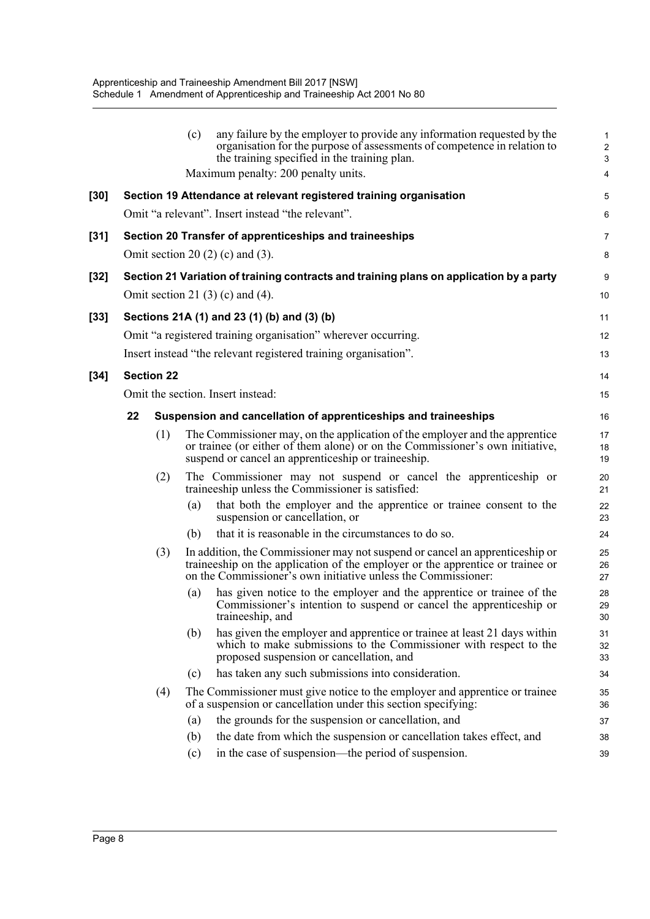(c) any failure by the employer to provide any information requested by the organisation for the purpose of assessments of competence in relation to the training specified in the training plan.

Maximum penalty: 200 penalty units.

**[30] Section 19 Attendance at relevant registered training organisation**

Omit "a relevant". Insert instead "the relevant".

**[31] Section 20 Transfer of apprenticeships and traineeships**

Omit section 20 (2) (c) and (3).

**[32] Section 21 Variation of training contracts and training plans on application by a party**

Omit section 21 (3) (c) and (4).

**[33] Sections 21A (1) and 23 (1) (b) and (3) (b)**

Omit "a registered training organisation" wherever occurring.

Insert instead "the relevant registered training organisation".

**[34] Section 22**

Omit the section. Insert instead:

**22 Suspension and cancellation of apprenticeships and traineeships**

(1) The Commissioner may, on the application of the employer and the apprentice or trainee (or either of them alone) or on the Commissioner's own initiative, suspend or cancel an apprenticeship or traineeship.

(2) The Commissioner may not suspend or cancel the apprenticeship or traineeship unless the Commissioner is satisfied:

(a) that both the employer and the apprentice or trainee consent to the suspension or cancellation, or

(b) that it is reasonable in the circumstances to do so.

(3) In addition, the Commissioner may not suspend or cancel an apprenticeship or traineeship on the application of the employer or the apprentice or trainee or on the Commissioner's own initiative unless the Commissioner:

(a) has given notice to the employer and the apprentice or trainee of the Commissioner's intention to suspend or cancel the apprenticeship or traineeship, and

(b) has given the employer and apprentice or trainee at least 21 days within which to make submissions to the Commissioner with respect to the proposed suspension or cancellation, and

(c) has taken any such submissions into consideration.

(4) The Commissioner must give notice to the employer and apprentice or trainee of a suspension or cancellation under this section specifying:

(a) the grounds for the suspension or cancellation, and

(b) the date from which the suspension or cancellation takes effect, and

(c) in the case of suspension—the period of suspension.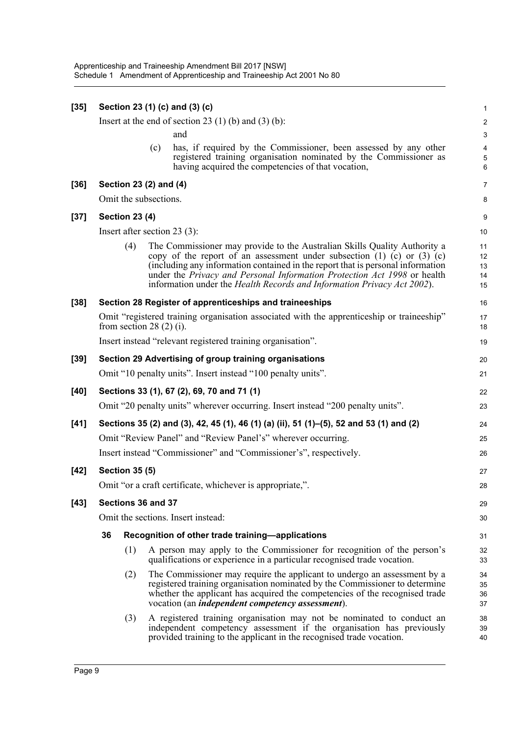**[35] Section 23 (1) (c) and (3) (c)**

Insert at the end of section 23 (1) (b) and (3) (b):

and

(c) has, if required by the Commissioner, been assessed by any other registered training organisation nominated by the Commissioner as having acquired the competencies of that vocation,

**[36] Section 23 (2) and (4)**

Omit the subsections.

**[37] Section 23 (4)**

Insert after section 23 (3):

(4) The Commissioner may provide to the Australian Skills Quality Authority a copy of the report of an assessment under subsection (1) (c) or (3) (c) (including any information contained in the report that is personal information under the *Privacy and Personal Information Protection Act 1998* or health information under the *Health Records and Information Privacy Act 2002*).

**[38] Section 28 Register of apprenticeships and traineeships**

Omit "registered training organisation associated with the apprenticeship or traineeship" from section 28 (2) (i).

Insert instead "relevant registered training organisation".

**[39] Section 29 Advertising of group training organisations**

Omit "10 penalty units". Insert instead "100 penalty units".

**[40] Sections 33 (1), 67 (2), 69, 70 and 71 (1)**

Omit "20 penalty units" wherever occurring. Insert instead "200 penalty units".

**[41] Sections 35 (2) and (3), 42, 45 (1), 46 (1) (a) (ii), 51 (1)–(5), 52 and 53 (1) and (2)**

Omit "Review Panel" and "Review Panel's" wherever occurring.

Insert instead "Commissioner" and "Commissioner's", respectively.

**[42] Section 35 (5)**

Omit "or a craft certificate, whichever is appropriate,".

**[43] Sections 36 and 37**

Omit the sections. Insert instead:

**36 Recognition of other trade training—applications**

(1) A person may apply to the Commissioner for recognition of the person's qualifications or experience in a particular recognised trade vocation.

(2) The Commissioner may require the applicant to undergo an assessment by a registered training organisation nominated by the Commissioner to determine whether the applicant has acquired the competencies of the recognised trade vocation (an ***independent competency assessment***).

(3) A registered training organisation may not be nominated to conduct an independent competency assessment if the organisation has previously provided training to the applicant in the recognised trade vocation.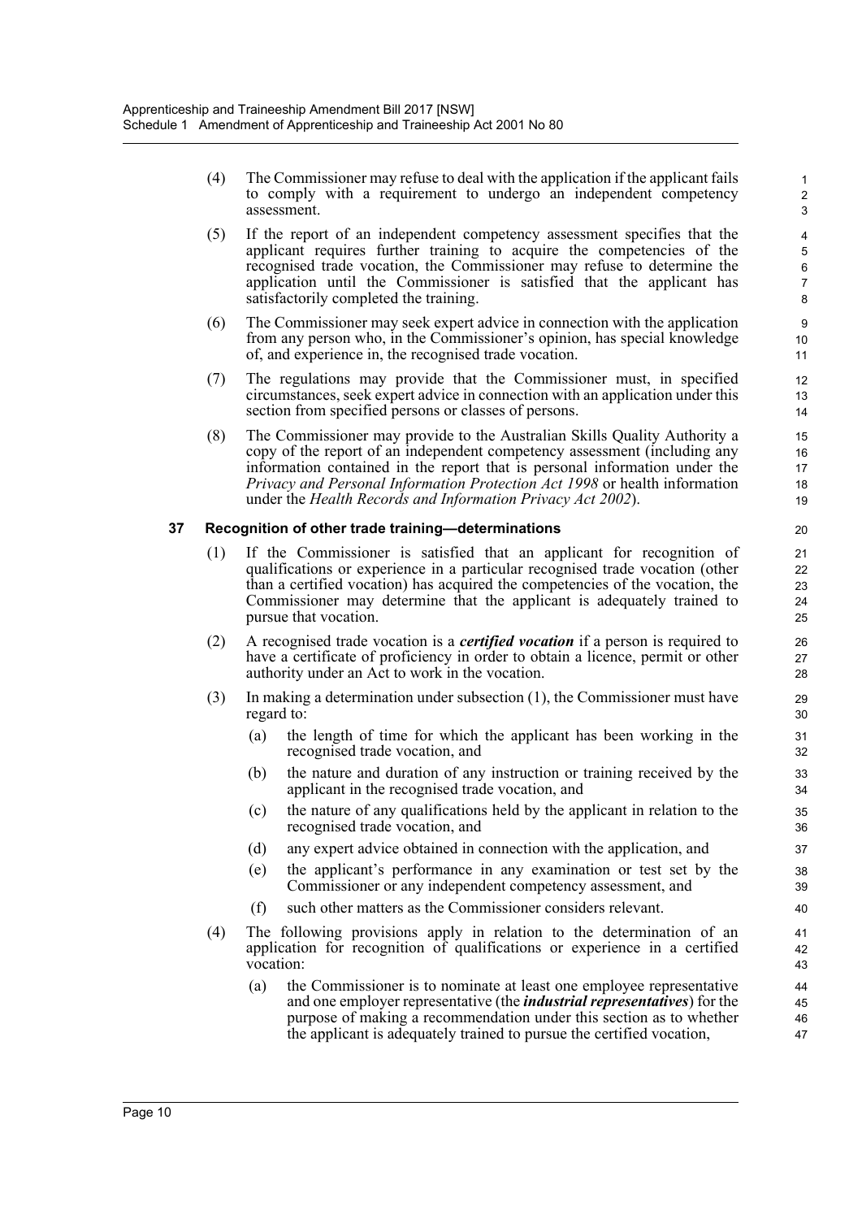(4) The Commissioner may refuse to deal with the application if the applicant fails to comply with a requirement to undergo an independent competency assessment.

(5) If the report of an independent competency assessment specifies that the applicant requires further training to acquire the competencies of the recognised trade vocation, the Commissioner may refuse to determine the application until the Commissioner is satisfied that the applicant has satisfactorily completed the training.

(6) The Commissioner may seek expert advice in connection with the application from any person who, in the Commissioner's opinion, has special knowledge of, and experience in, the recognised trade vocation.

(7) The regulations may provide that the Commissioner must, in specified circumstances, seek expert advice in connection with an application under this section from specified persons or classes of persons.

(8) The Commissioner may provide to the Australian Skills Quality Authority a copy of the report of an independent competency assessment (including any information contained in the report that is personal information under the *Privacy and Personal Information Protection Act 1998* or health information under the *Health Records and Information Privacy Act 2002*).

**37 Recognition of other trade training—determinations**

(1) If the Commissioner is satisfied that an applicant for recognition of qualifications or experience in a particular recognised trade vocation (other than a certified vocation) has acquired the competencies of the vocation, the Commissioner may determine that the applicant is adequately trained to pursue that vocation.

(2) A recognised trade vocation is a ***certified vocation*** if a person is required to have a certificate of proficiency in order to obtain a licence, permit or other authority under an Act to work in the vocation.

(3) In making a determination under subsection (1), the Commissioner must have regard to:

(a) the length of time for which the applicant has been working in the recognised trade vocation, and

(b) the nature and duration of any instruction or training received by the applicant in the recognised trade vocation, and

(c) the nature of any qualifications held by the applicant in relation to the recognised trade vocation, and

(d) any expert advice obtained in connection with the application, and

(e) the applicant's performance in any examination or test set by the Commissioner or any independent competency assessment, and

(f) such other matters as the Commissioner considers relevant.

(4) The following provisions apply in relation to the determination of an application for recognition of qualifications or experience in a certified vocation:

(a) the Commissioner is to nominate at least one employee representative and one employer representative (the ***industrial representatives***) for the purpose of making a recommendation under this section as to whether the applicant is adequately trained to pursue the certified vocation,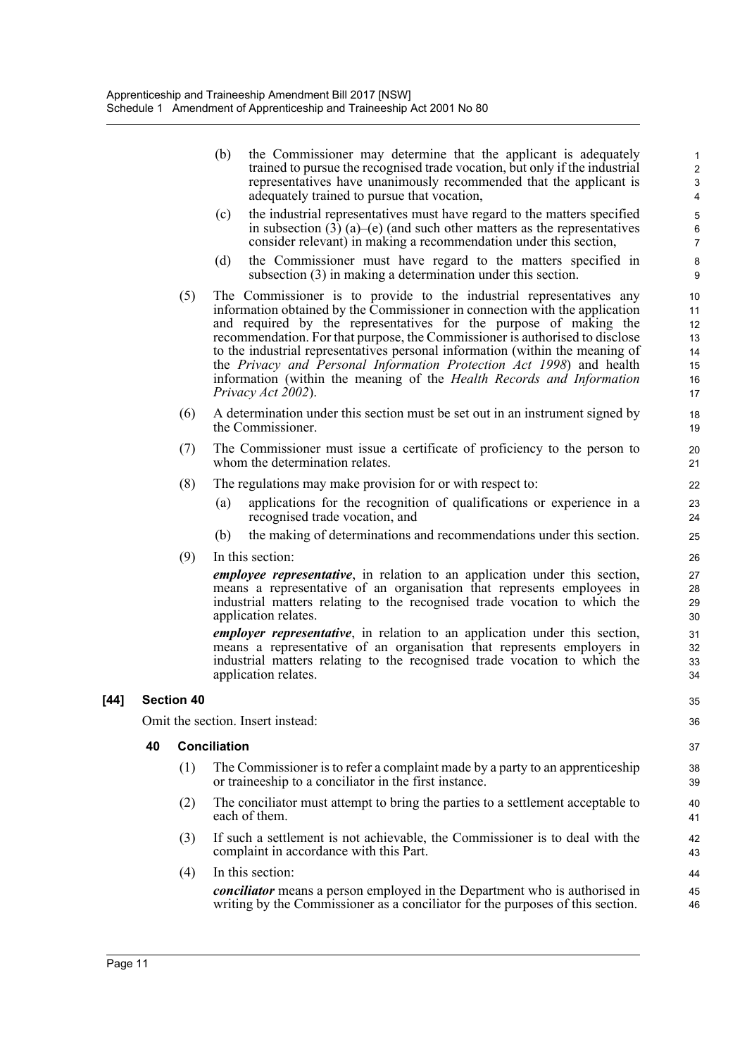(b) the Commissioner may determine that the applicant is adequately trained to pursue the recognised trade vocation, but only if the industrial representatives have unanimously recommended that the applicant is adequately trained to pursue that vocation,

(c) the industrial representatives must have regard to the matters specified in subsection (3) (a)–(e) (and such other matters as the representatives consider relevant) in making a recommendation under this section,

(d) the Commissioner must have regard to the matters specified in subsection (3) in making a determination under this section.

(5) The Commissioner is to provide to the industrial representatives any information obtained by the Commissioner in connection with the application and required by the representatives for the purpose of making the recommendation. For that purpose, the Commissioner is authorised to disclose to the industrial representatives personal information (within the meaning of the *Privacy and Personal Information Protection Act 1998*) and health information (within the meaning of the *Health Records and Information Privacy Act 2002*).

(6) A determination under this section must be set out in an instrument signed by the Commissioner.

(7) The Commissioner must issue a certificate of proficiency to the person to whom the determination relates.

(8) The regulations may make provision for or with respect to:

(a) applications for the recognition of qualifications or experience in a recognised trade vocation, and

(b) the making of determinations and recommendations under this section.

(9) In this section:

***employee representative***, in relation to an application under this section, means a representative of an organisation that represents employees in industrial matters relating to the recognised trade vocation to which the application relates.

***employer representative***, in relation to an application under this section, means a representative of an organisation that represents employers in industrial matters relating to the recognised trade vocation to which the application relates.

### [44] Section 40

Omit the section. Insert instead:

#### 40 Conciliation

(1) The Commissioner is to refer a complaint made by a party to an apprenticeship or traineeship to a conciliator in the first instance.

(2) The conciliator must attempt to bring the parties to a settlement acceptable to each of them.

(3) If such a settlement is not achievable, the Commissioner is to deal with the complaint in accordance with this Part.

(4) In this section:

***conciliator*** means a person employed in the Department who is authorised in writing by the Commissioner as a conciliator for the purposes of this section.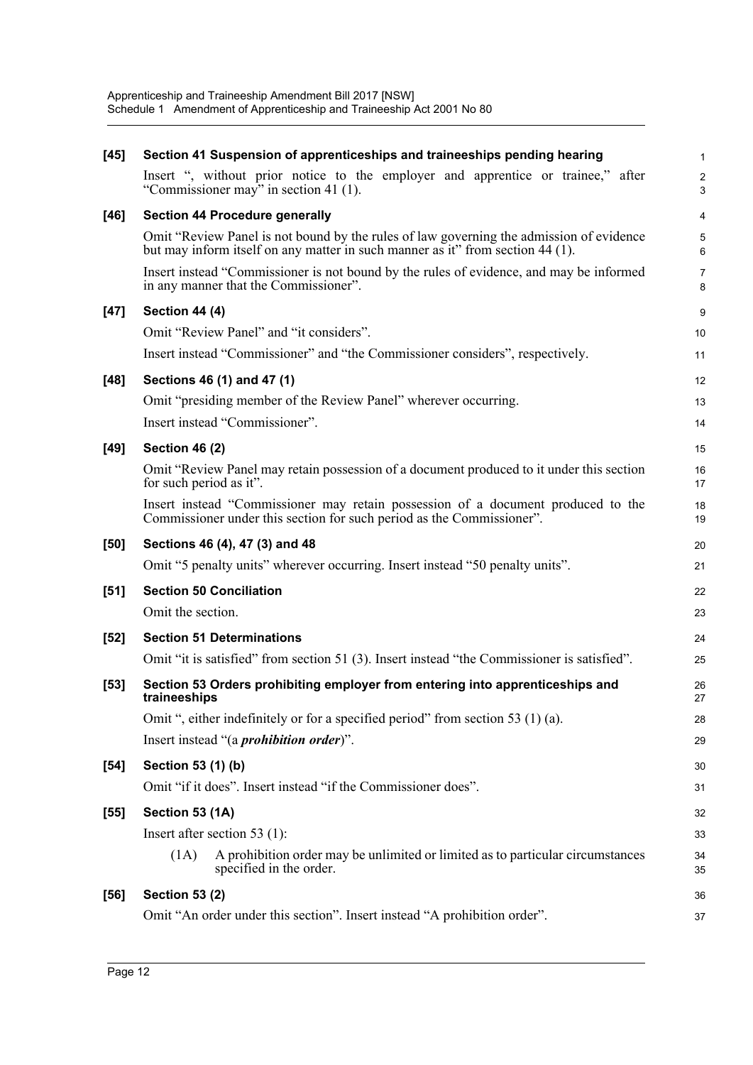**[45] Section 41 Suspension of apprenticeships and traineeships pending hearing**

Insert ", without prior notice to the employer and apprentice or trainee," after "Commissioner may" in section 41 (1).

**[46] Section 44 Procedure generally**

Omit "Review Panel is not bound by the rules of law governing the admission of evidence but may inform itself on any matter in such manner as it" from section 44 (1).

Insert instead "Commissioner is not bound by the rules of evidence, and may be informed in any manner that the Commissioner".

**[47] Section 44 (4)**

Omit "Review Panel" and "it considers".

Insert instead "Commissioner" and "the Commissioner considers", respectively.

**[48] Sections 46 (1) and 47 (1)**

Omit "presiding member of the Review Panel" wherever occurring.

Insert instead "Commissioner".

**[49] Section 46 (2)**

Omit "Review Panel may retain possession of a document produced to it under this section for such period as it".

Insert instead "Commissioner may retain possession of a document produced to the Commissioner under this section for such period as the Commissioner".

**[50] Sections 46 (4), 47 (3) and 48**

Omit "5 penalty units" wherever occurring. Insert instead "50 penalty units".

**[51] Section 50 Conciliation**

Omit the section.

**[52] Section 51 Determinations**

Omit "it is satisfied" from section 51 (3). Insert instead "the Commissioner is satisfied".

**[53] Section 53 Orders prohibiting employer from entering into apprenticeships and traineeships**

Omit ", either indefinitely or for a specified period" from section 53 (1) (a).

Insert instead "(a ***prohibition order***)".

**[54] Section 53 (1) (b)**

Omit "if it does". Insert instead "if the Commissioner does".

**[55] Section 53 (1A)**

Insert after section 53 (1):

(1A) A prohibition order may be unlimited or limited as to particular circumstances specified in the order.

**[56] Section 53 (2)**

Omit "An order under this section". Insert instead "A prohibition order".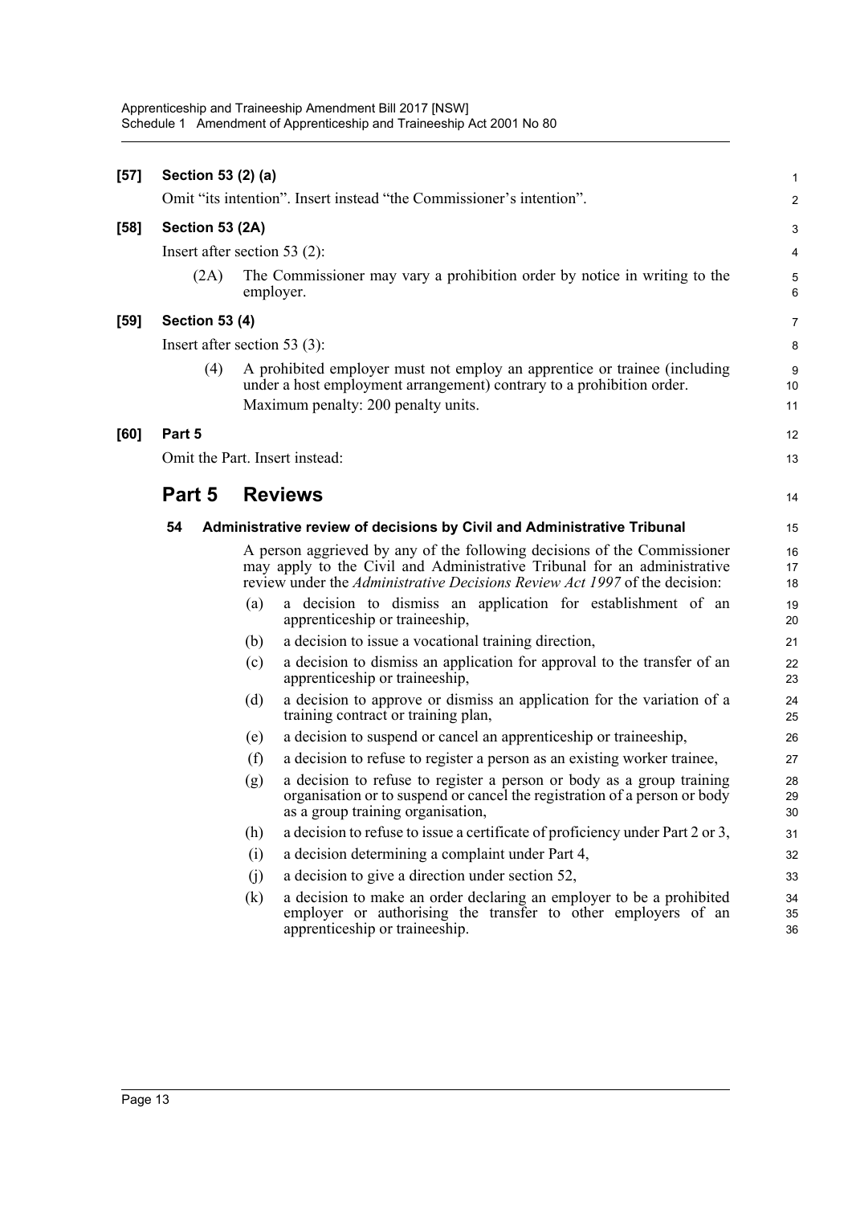**[57] Section 53 (2) (a)**

Omit "its intention". Insert instead "the Commissioner's intention".

**[58] Section 53 (2A)**

Insert after section 53 (2):

(2A) The Commissioner may vary a prohibition order by notice in writing to the employer.

**[59] Section 53 (4)**

Insert after section 53 (3):

(4) A prohibited employer must not employ an apprentice or trainee (including under a host employment arrangement) contrary to a prohibition order.

Maximum penalty: 200 penalty units.

**[60] Part 5**

Omit the Part. Insert instead:

## Part 5 Reviews

### 54 Administrative review of decisions by Civil and Administrative Tribunal

A person aggrieved by any of the following decisions of the Commissioner may apply to the Civil and Administrative Tribunal for an administrative review under the *Administrative Decisions Review Act 1997* of the decision:

(a) a decision to dismiss an application for establishment of an apprenticeship or traineeship,

(b) a decision to issue a vocational training direction,

(c) a decision to dismiss an application for approval to the transfer of an apprenticeship or traineeship,

(d) a decision to approve or dismiss an application for the variation of a training contract or training plan,

(e) a decision to suspend or cancel an apprenticeship or traineeship,

(f) a decision to refuse to register a person as an existing worker trainee,

(g) a decision to refuse to register a person or body as a group training organisation or to suspend or cancel the registration of a person or body as a group training organisation,

(h) a decision to refuse to issue a certificate of proficiency under Part 2 or 3,

(i) a decision determining a complaint under Part 4,

(j) a decision to give a direction under section 52,

(k) a decision to make an order declaring an employer to be a prohibited employer or authorising the transfer to other employers of an apprenticeship or traineeship.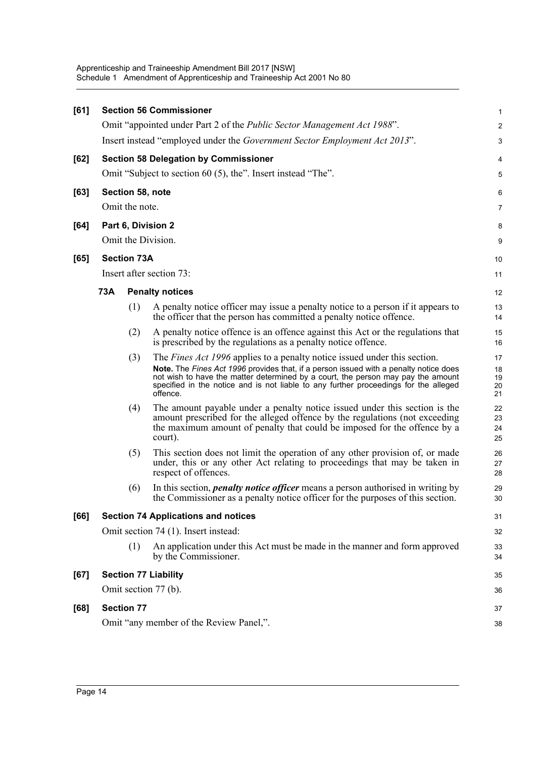**[61] Section 56 Commissioner**

Omit "appointed under Part 2 of the *Public Sector Management Act 1988*".

Insert instead "employed under the *Government Sector Employment Act 2013*".

**[62] Section 58 Delegation by Commissioner**

Omit "Subject to section 60 (5), the". Insert instead "The".

**[63] Section 58, note**

Omit the note.

**[64] Part 6, Division 2**

Omit the Division.

**[65] Section 73A**

Insert after section 73:

**73A Penalty notices**

(1) A penalty notice officer may issue a penalty notice to a person if it appears to the officer that the person has committed a penalty notice offence.

(2) A penalty notice offence is an offence against this Act or the regulations that is prescribed by the regulations as a penalty notice offence.

(3) The *Fines Act 1996* applies to a penalty notice issued under this section.

**Note.** The *Fines Act 1996* provides that, if a person issued with a penalty notice does not wish to have the matter determined by a court, the person may pay the amount specified in the notice and is not liable to any further proceedings for the alleged offence.

(4) The amount payable under a penalty notice issued under this section is the amount prescribed for the alleged offence by the regulations (not exceeding the maximum amount of penalty that could be imposed for the offence by a court).

(5) This section does not limit the operation of any other provision of, or made under, this or any other Act relating to proceedings that may be taken in respect of offences.

(6) In this section, ***penalty notice officer*** means a person authorised in writing by the Commissioner as a penalty notice officer for the purposes of this section.

**[66] Section 74 Applications and notices**

Omit section 74 (1). Insert instead:

(1) An application under this Act must be made in the manner and form approved by the Commissioner.

**[67] Section 77 Liability**

Omit section 77 (b).

**[68] Section 77**

Omit "any member of the Review Panel,".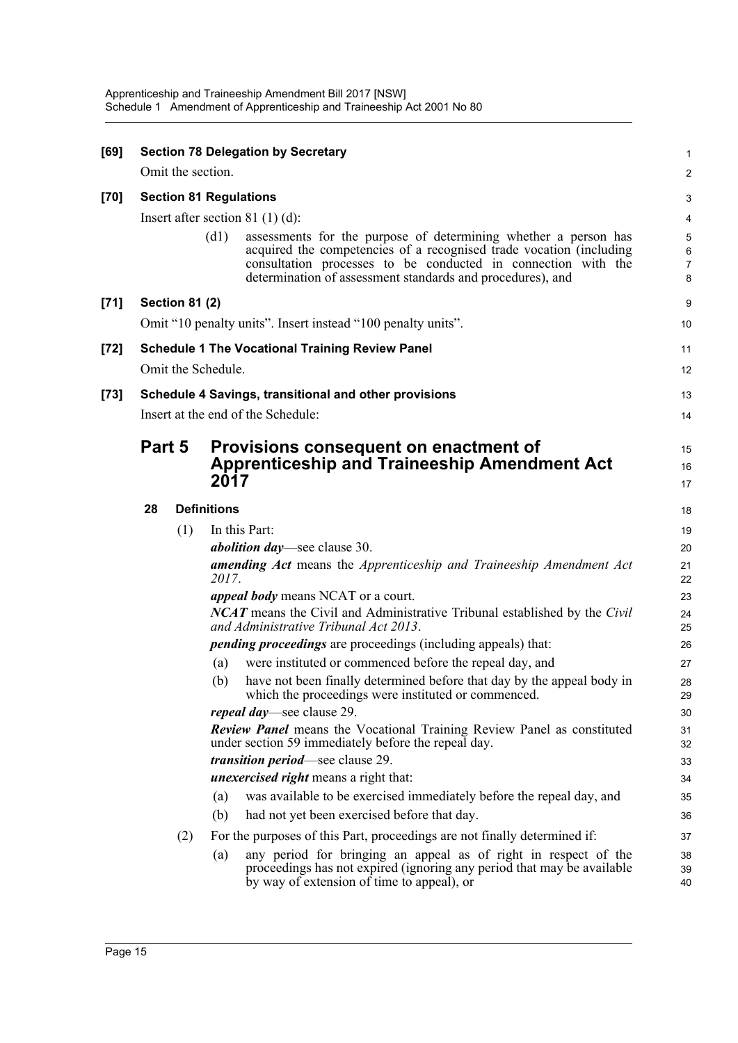**[69] Section 78 Delegation by Secretary**

Omit the section.

**[70] Section 81 Regulations**

Insert after section 81 (1) (d):

> (d1) assessments for the purpose of determining whether a person has acquired the competencies of a recognised trade vocation (including consultation processes to be conducted in connection with the determination of assessment standards and procedures), and

**[71] Section 81 (2)**

Omit "10 penalty units". Insert instead "100 penalty units".

**[72] Schedule 1 The Vocational Training Review Panel**

Omit the Schedule.

**[73] Schedule 4 Savings, transitional and other provisions**

Insert at the end of the Schedule:

## Part 5 Provisions consequent on enactment of Apprenticeship and Traineeship Amendment Act 2017

### 28 Definitions

(1) In this Part:

***abolition day***—see clause 30.

***amending Act*** means the *Apprenticeship and Traineeship Amendment Act 2017*.

***appeal body*** means NCAT or a court.

***NCAT*** means the Civil and Administrative Tribunal established by the *Civil and Administrative Tribunal Act 2013*.

***pending proceedings*** are proceedings (including appeals) that:

(a) were instituted or commenced before the repeal day, and

(b) have not been finally determined before that day by the appeal body in which the proceedings were instituted or commenced.

***repeal day***—see clause 29.

***Review Panel*** means the Vocational Training Review Panel as constituted under section 59 immediately before the repeal day.

***transition period***—see clause 29.

***unexercised right*** means a right that:

(a) was available to be exercised immediately before the repeal day, and

(b) had not yet been exercised before that day.

(2) For the purposes of this Part, proceedings are not finally determined if:

(a) any period for bringing an appeal as of right in respect of the proceedings has not expired (ignoring any period that may be available by way of extension of time to appeal), or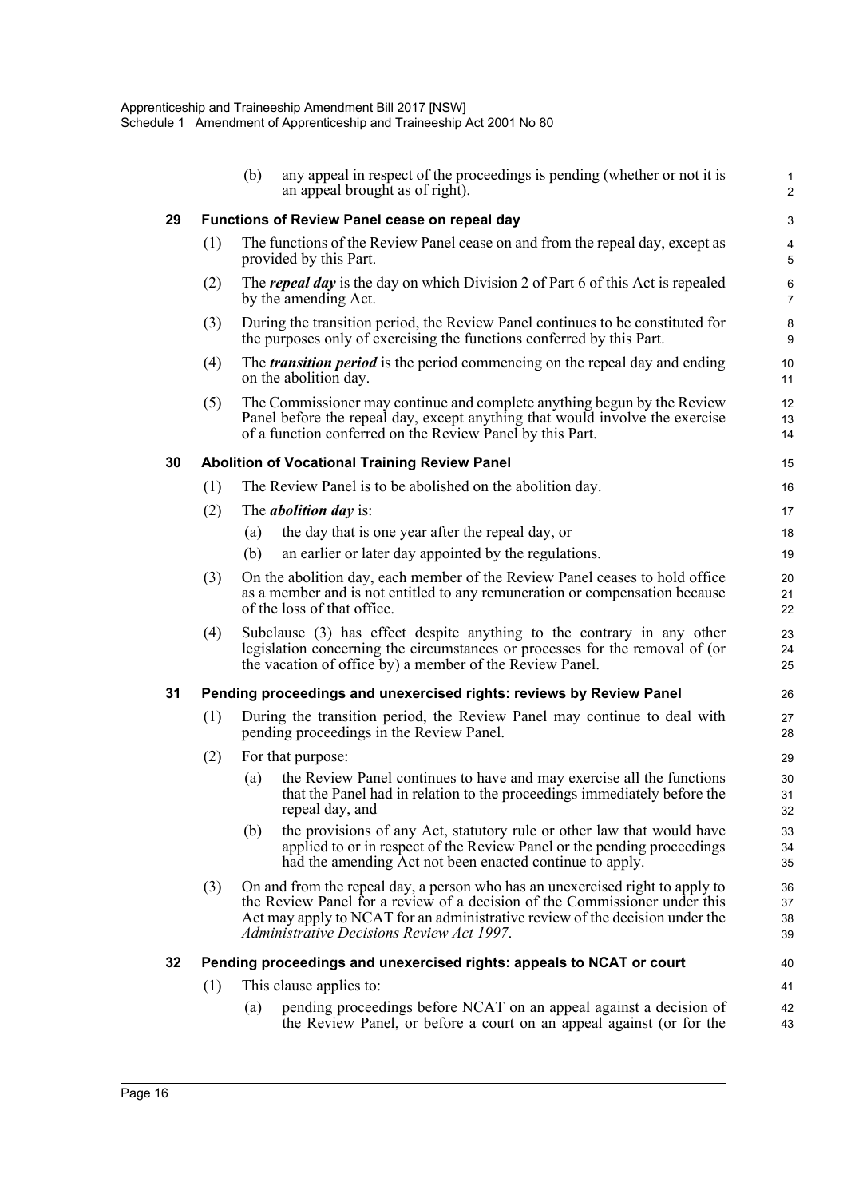(b) any appeal in respect of the proceedings is pending (whether or not it is an appeal brought as of right).

### 29 Functions of Review Panel cease on repeal day

(1) The functions of the Review Panel cease on and from the repeal day, except as provided by this Part.

(2) The ***repeal day*** is the day on which Division 2 of Part 6 of this Act is repealed by the amending Act.

(3) During the transition period, the Review Panel continues to be constituted for the purposes only of exercising the functions conferred by this Part.

(4) The ***transition period*** is the period commencing on the repeal day and ending on the abolition day.

(5) The Commissioner may continue and complete anything begun by the Review Panel before the repeal day, except anything that would involve the exercise of a function conferred on the Review Panel by this Part.

### 30 Abolition of Vocational Training Review Panel

(1) The Review Panel is to be abolished on the abolition day.

(2) The ***abolition day*** is:

(a) the day that is one year after the repeal day, or

(b) an earlier or later day appointed by the regulations.

(3) On the abolition day, each member of the Review Panel ceases to hold office as a member and is not entitled to any remuneration or compensation because of the loss of that office.

(4) Subclause (3) has effect despite anything to the contrary in any other legislation concerning the circumstances or processes for the removal of (or the vacation of office by) a member of the Review Panel.

### 31 Pending proceedings and unexercised rights: reviews by Review Panel

(1) During the transition period, the Review Panel may continue to deal with pending proceedings in the Review Panel.

(2) For that purpose:

(a) the Review Panel continues to have and may exercise all the functions that the Panel had in relation to the proceedings immediately before the repeal day, and

(b) the provisions of any Act, statutory rule or other law that would have applied to or in respect of the Review Panel or the pending proceedings had the amending Act not been enacted continue to apply.

(3) On and from the repeal day, a person who has an unexercised right to apply to the Review Panel for a review of a decision of the Commissioner under this Act may apply to NCAT for an administrative review of the decision under the *Administrative Decisions Review Act 1997*.

### 32 Pending proceedings and unexercised rights: appeals to NCAT or court

(1) This clause applies to:

(a) pending proceedings before NCAT on an appeal against a decision of the Review Panel, or before a court on an appeal against (or for the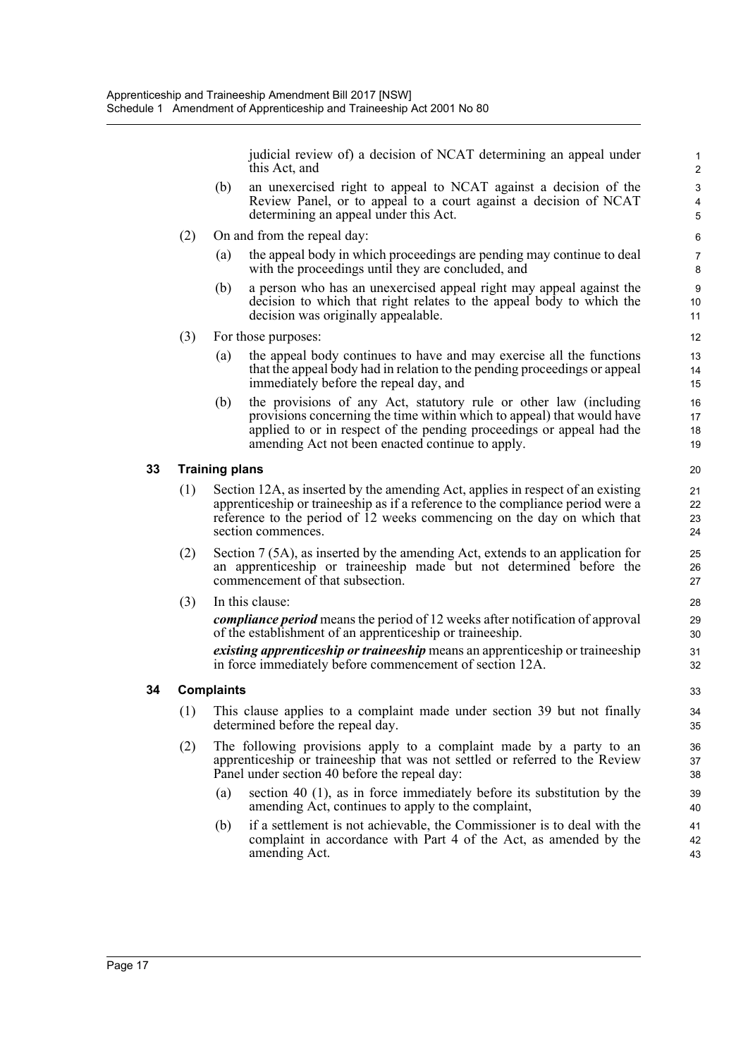judicial review of) a decision of NCAT determining an appeal under this Act, and

(b) an unexercised right to appeal to NCAT against a decision of the Review Panel, or to appeal to a court against a decision of NCAT determining an appeal under this Act.

(2) On and from the repeal day:

(a) the appeal body in which proceedings are pending may continue to deal with the proceedings until they are concluded, and

(b) a person who has an unexercised appeal right may appeal against the decision to which that right relates to the appeal body to which the decision was originally appealable.

(3) For those purposes:

(a) the appeal body continues to have and may exercise all the functions that the appeal body had in relation to the pending proceedings or appeal immediately before the repeal day, and

(b) the provisions of any Act, statutory rule or other law (including provisions concerning the time within which to appeal) that would have applied to or in respect of the pending proceedings or appeal had the amending Act not been enacted continue to apply.

### 33 Training plans

(1) Section 12A, as inserted by the amending Act, applies in respect of an existing apprenticeship or traineeship as if a reference to the compliance period were a reference to the period of 12 weeks commencing on the day on which that section commences.

(2) Section 7 (5A), as inserted by the amending Act, extends to an application for an apprenticeship or traineeship made but not determined before the commencement of that subsection.

(3) In this clause:

***compliance period*** means the period of 12 weeks after notification of approval of the establishment of an apprenticeship or traineeship.

***existing apprenticeship or traineeship*** means an apprenticeship or traineeship in force immediately before commencement of section 12A.

### 34 Complaints

(1) This clause applies to a complaint made under section 39 but not finally determined before the repeal day.

(2) The following provisions apply to a complaint made by a party to an apprenticeship or traineeship that was not settled or referred to the Review Panel under section 40 before the repeal day:

(a) section 40 (1), as in force immediately before its substitution by the amending Act, continues to apply to the complaint,

(b) if a settlement is not achievable, the Commissioner is to deal with the complaint in accordance with Part 4 of the Act, as amended by the amending Act.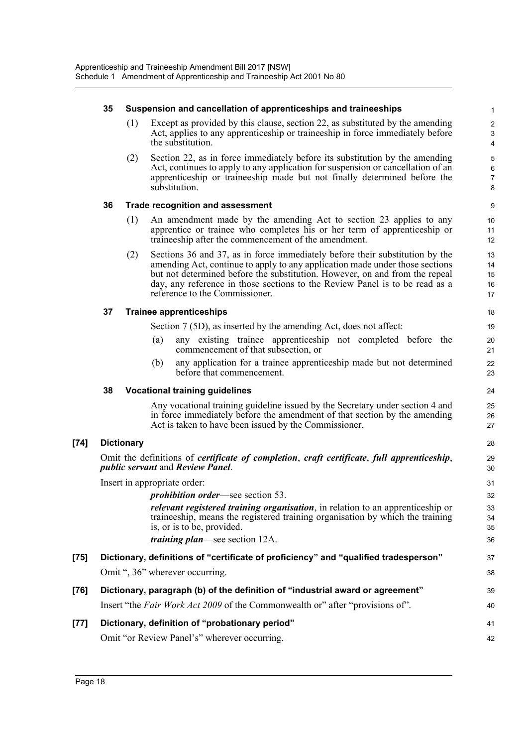### 35 Suspension and cancellation of apprenticeships and traineeships

(1) Except as provided by this clause, section 22, as substituted by the amending Act, applies to any apprenticeship or traineeship in force immediately before the substitution.

(2) Section 22, as in force immediately before its substitution by the amending Act, continues to apply to any application for suspension or cancellation of an apprenticeship or traineeship made but not finally determined before the substitution.

### 36 Trade recognition and assessment

(1) An amendment made by the amending Act to section 23 applies to any apprentice or trainee who completes his or her term of apprenticeship or traineeship after the commencement of the amendment.

(2) Sections 36 and 37, as in force immediately before their substitution by the amending Act, continue to apply to any application made under those sections but not determined before the substitution. However, on and from the repeal day, any reference in those sections to the Review Panel is to be read as a reference to the Commissioner.

### 37 Trainee apprenticeships

Section 7 (5D), as inserted by the amending Act, does not affect:

(a) any existing trainee apprenticeship not completed before the commencement of that subsection, or

(b) any application for a trainee apprenticeship made but not determined before that commencement.

### 38 Vocational training guidelines

Any vocational training guideline issued by the Secretary under section 4 and in force immediately before the amendment of that section by the amending Act is taken to have been issued by the Commissioner.

## [74] Dictionary

Omit the definitions of ***certificate of completion***, ***craft certificate***, ***full apprenticeship***, ***public servant*** and ***Review Panel***.

Insert in appropriate order:

***prohibition order***—see section 53.

***relevant registered training organisation***, in relation to an apprenticeship or traineeship, means the registered training organisation by which the training is, or is to be, provided.

***training plan***—see section 12A.

## [75] Dictionary, definitions of "certificate of proficiency" and "qualified tradesperson"

Omit ", 36" wherever occurring.

## [76] Dictionary, paragraph (b) of the definition of "industrial award or agreement"

Insert "the *Fair Work Act 2009* of the Commonwealth or" after "provisions of".

## [77] Dictionary, definition of "probationary period"

Omit "or Review Panel's" wherever occurring.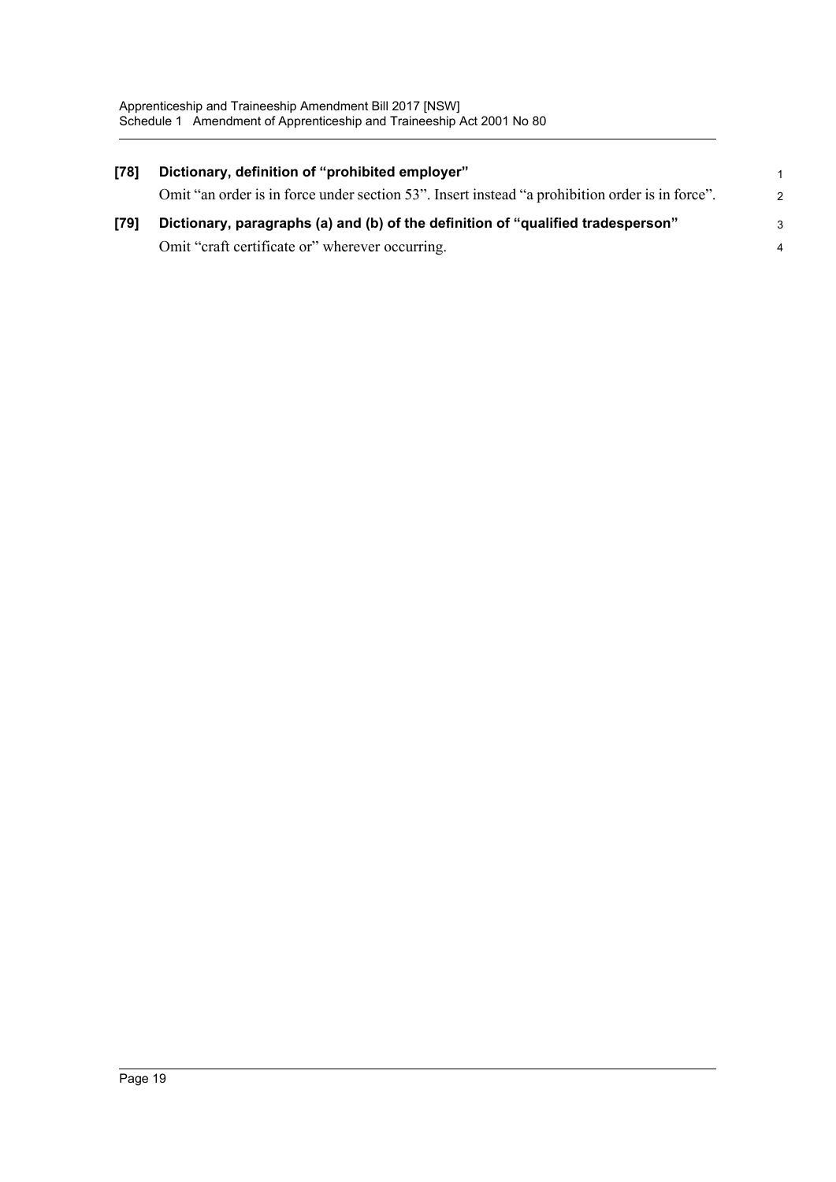### [78] Dictionary, definition of "prohibited employer"

Omit "an order is in force under section 53". Insert instead "a prohibition order is in force".

### [79] Dictionary, paragraphs (a) and (b) of the definition of "qualified tradesperson"

Omit "craft certificate or" wherever occurring.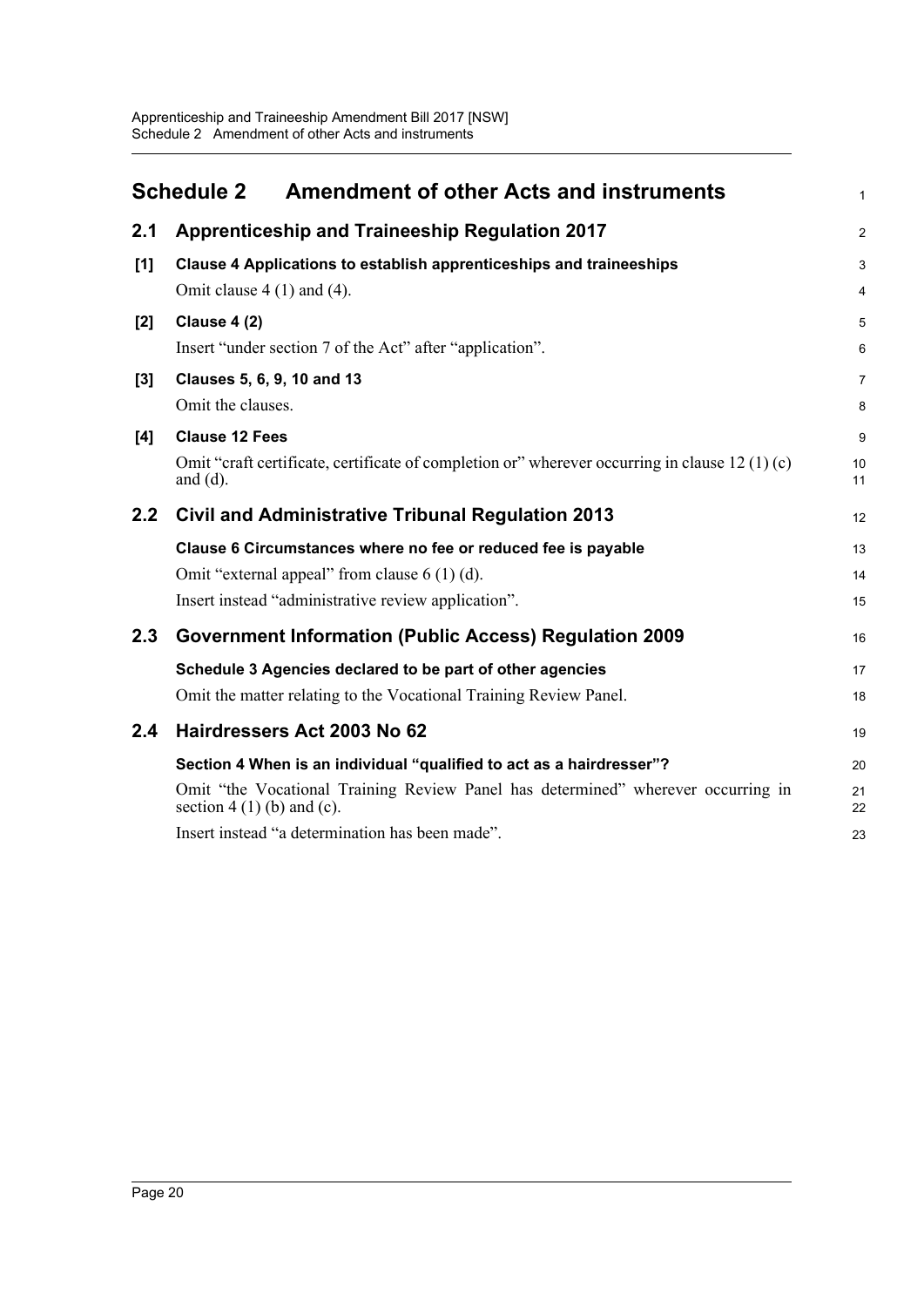# Schedule 2 Amendment of other Acts and instruments

## 2.1 Apprenticeship and Traineeship Regulation 2017

**[1] Clause 4 Applications to establish apprenticeships and traineeships**

Omit clause 4 (1) and (4).

**[2] Clause 4 (2)**

Insert "under section 7 of the Act" after "application".

**[3] Clauses 5, 6, 9, 10 and 13**

Omit the clauses.

**[4] Clause 12 Fees**

Omit "craft certificate, certificate of completion or" wherever occurring in clause 12 (1) (c) and (d).

## 2.2 Civil and Administrative Tribunal Regulation 2013

**Clause 6 Circumstances where no fee or reduced fee is payable**

Omit "external appeal" from clause 6 (1) (d).

Insert instead "administrative review application".

## 2.3 Government Information (Public Access) Regulation 2009

**Schedule 3 Agencies declared to be part of other agencies**

Omit the matter relating to the Vocational Training Review Panel.

## 2.4 Hairdressers Act 2003 No 62

**Section 4 When is an individual "qualified to act as a hairdresser"?**

Omit "the Vocational Training Review Panel has determined" wherever occurring in section 4 (1) (b) and (c).

Insert instead "a determination has been made".